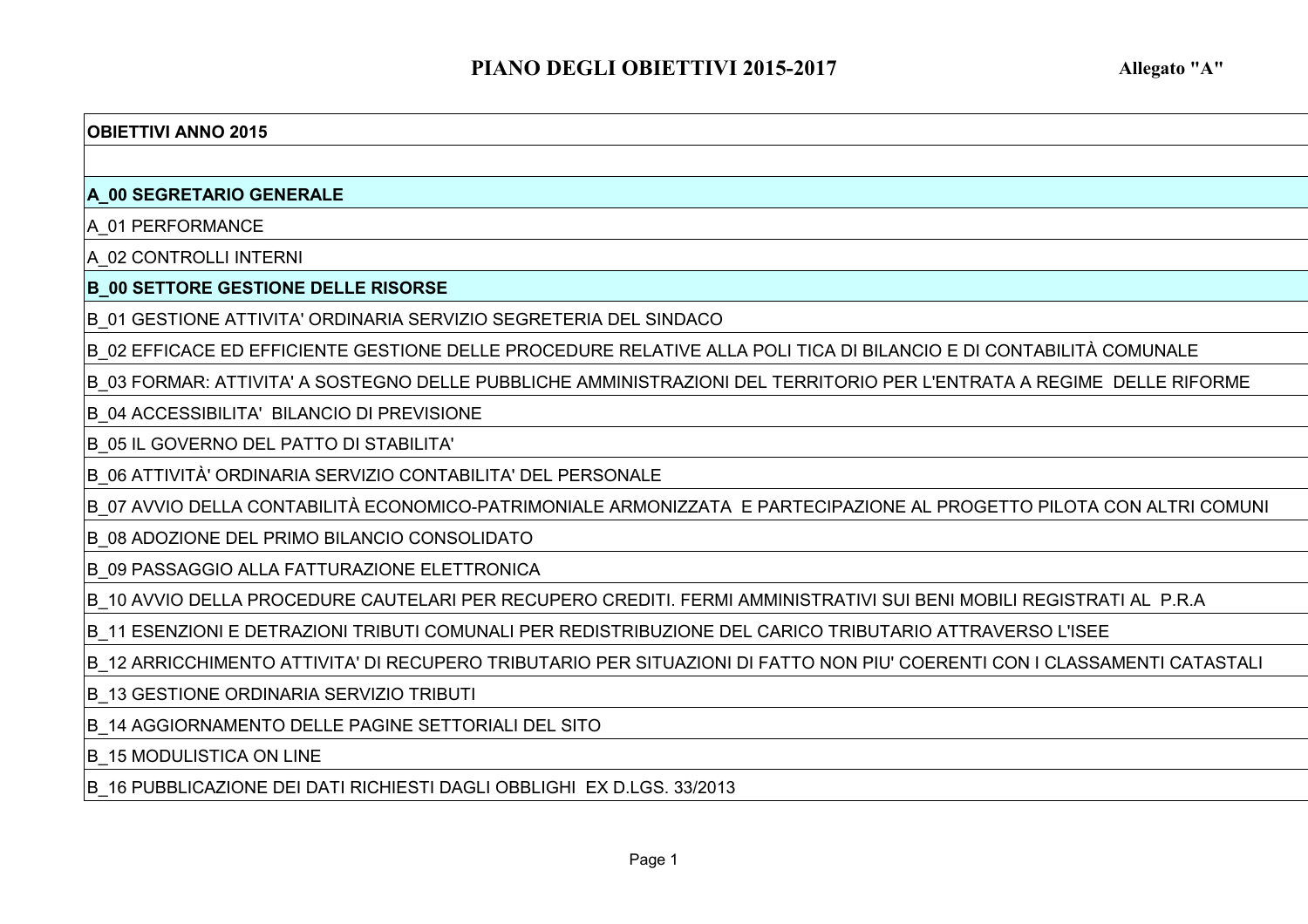# PIANO DEGLI OBIETTIVI 2015-2017

**Allegato "A"**

| **OBIETTIVI ANNO 2015** |
|---|
| |
| **A_00 SEGRETARIO GENERALE** |
| A_01 PERFORMANCE |
| A_02 CONTROLLI INTERNI |
| **B_00 SETTORE GESTIONE DELLE RISORSE** |
| B_01 GESTIONE ATTIVITA' ORDINARIA SERVIZIO SEGRETERIA DEL SINDACO |
| B_02 EFFICACE ED EFFICIENTE GESTIONE DELLE PROCEDURE RELATIVE ALLA POLI TICA DI BILANCIO E DI CONTABILITÀ COMUNALE |
| B_03 FORMAR: ATTIVITA' A SOSTEGNO DELLE PUBBLICHE AMMINISTRAZIONI DEL TERRITORIO PER L'ENTRATA A REGIME DELLE RIFORME |
| B_04 ACCESSIBILITA' BILANCIO DI PREVISIONE |
| B_05 IL GOVERNO DEL PATTO DI STABILITA' |
| B_06 ATTIVITÀ' ORDINARIA SERVIZIO CONTABILITA' DEL PERSONALE |
| B_07 AVVIO DELLA CONTABILITÀ ECONOMICO-PATRIMONIALE ARMONIZZATA E PARTECIPAZIONE AL PROGETTO PILOTA CON ALTRI COMUNI |
| B_08 ADOZIONE DEL PRIMO BILANCIO CONSOLIDATO |
| B_09 PASSAGGIO ALLA FATTURAZIONE ELETTRONICA |
| B_10 AVVIO DELLA PROCEDURE CAUTELARI PER RECUPERO CREDITI. FERMI AMMINISTRATIVI SUI BENI MOBILI REGISTRATI AL P.R.A |
| B_11 ESENZIONI E DETRAZIONI TRIBUTI COMUNALI PER REDISTRIBUZIONE DEL CARICO TRIBUTARIO ATTRAVERSO L'ISEE |
| B_12 ARRICCHIMENTO ATTIVITA' DI RECUPERO TRIBUTARIO PER SITUAZIONI DI FATTO NON PIU' COERENTI CON I CLASSAMENTI CATASTALI |
| B_13 GESTIONE ORDINARIA SERVIZIO TRIBUTI |
| B_14 AGGIORNAMENTO DELLE PAGINE SETTORIALI DEL SITO |
| B_15 MODULISTICA ON LINE |
| B_16 PUBBLICAZIONE DEI DATI RICHIESTI DAGLI OBBLIGHI EX D.LGS. 33/2013 |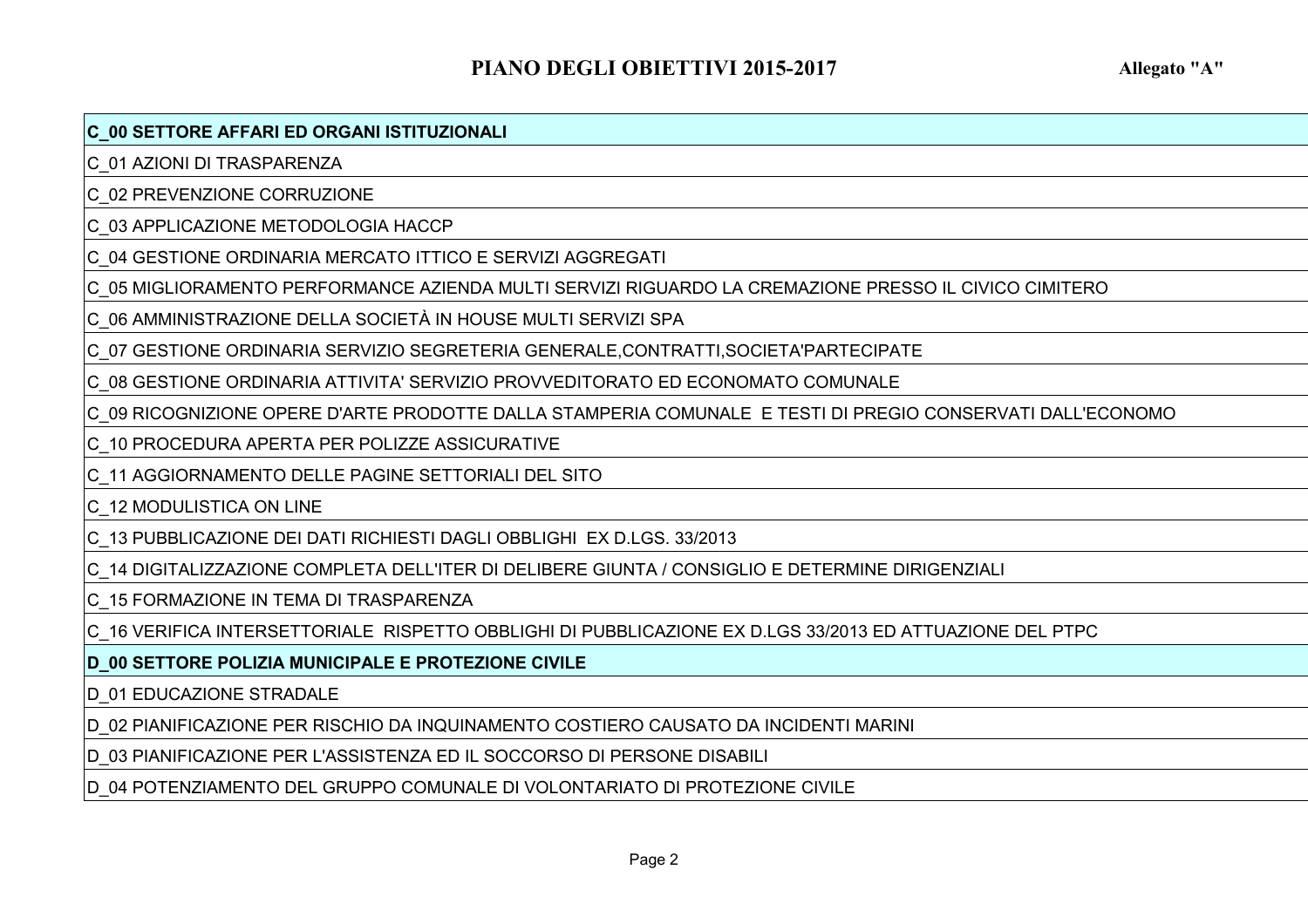# PIANO DEGLI OBIETTIVI 2015-2017

**Allegato "A"**

| **C_00 SETTORE AFFARI ED ORGANI ISTITUZIONALI** |
|---|
| C_01 AZIONI DI TRASPARENZA |
| C_02 PREVENZIONE CORRUZIONE |
| C_03 APPLICAZIONE METODOLOGIA HACCP |
| C_04 GESTIONE ORDINARIA MERCATO ITTICO E SERVIZI AGGREGATI |
| C_05 MIGLIORAMENTO PERFORMANCE AZIENDA MULTI SERVIZI RIGUARDO LA CREMAZIONE PRESSO IL CIVICO CIMITERO |
| C_06 AMMINISTRAZIONE DELLA SOCIETÀ IN HOUSE MULTI SERVIZI SPA |
| C_07 GESTIONE ORDINARIA SERVIZIO SEGRETERIA GENERALE,CONTRATTI,SOCIETA'PARTECIPATE |
| C_08 GESTIONE ORDINARIA ATTIVITA' SERVIZIO PROVVEDITORATO ED ECONOMATO COMUNALE |
| C_09 RICOGNIZIONE OPERE D'ARTE PRODOTTE DALLA STAMPERIA COMUNALE E TESTI DI PREGIO CONSERVATI DALL'ECONOMO |
| C_10 PROCEDURA APERTA PER POLIZZE ASSICURATIVE |
| C_11 AGGIORNAMENTO DELLE PAGINE SETTORIALI DEL SITO |
| C_12 MODULISTICA ON LINE |
| C_13 PUBBLICAZIONE DEI DATI RICHIESTI DAGLI OBBLIGHI EX D.LGS. 33/2013 |
| C_14 DIGITALIZZAZIONE COMPLETA DELL'ITER DI DELIBERE GIUNTA / CONSIGLIO E DETERMINE DIRIGENZIALI |
| C_15 FORMAZIONE IN TEMA DI TRASPARENZA |
| C_16 VERIFICA INTERSETTORIALE RISPETTO OBBLIGHI DI PUBBLICAZIONE EX D.LGS 33/2013 ED ATTUAZIONE DEL PTPC |
| **D_00 SETTORE POLIZIA MUNICIPALE E PROTEZIONE CIVILE** |
| D_01 EDUCAZIONE STRADALE |
| D_02 PIANIFICAZIONE PER RISCHIO DA INQUINAMENTO COSTIERO CAUSATO DA INCIDENTI MARINI |
| D_03 PIANIFICAZIONE PER L'ASSISTENZA ED IL SOCCORSO DI PERSONE DISABILI |
| D_04 POTENZIAMENTO DEL GRUPPO COMUNALE DI VOLONTARIATO DI PROTEZIONE CIVILE |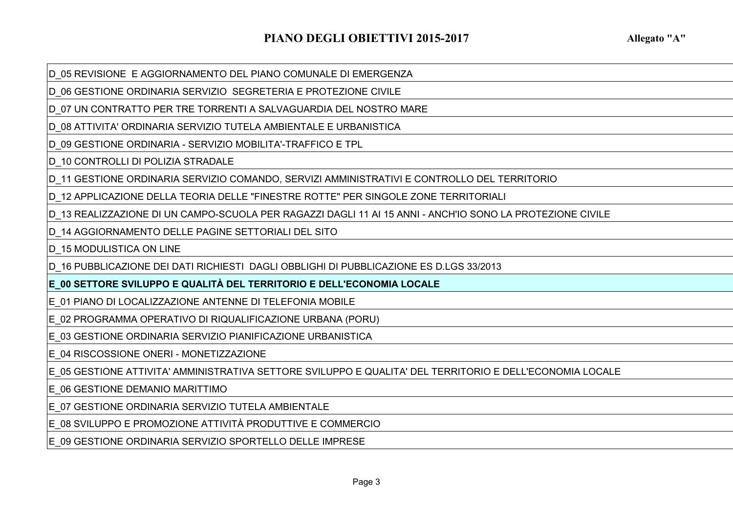# PIANO DEGLI OBIETTIVI 2015-2017

**Allegato "A"**

| |
|---|
| D_05 REVISIONE  E AGGIORNAMENTO DEL PIANO COMUNALE DI EMERGENZA |
| D_06 GESTIONE ORDINARIA SERVIZIO  SEGRETERIA E PROTEZIONE CIVILE |
| D_07 UN CONTRATTO PER TRE TORRENTI A SALVAGUARDIA DEL NOSTRO MARE |
| D_08 ATTIVITA' ORDINARIA SERVIZIO TUTELA AMBIENTALE E URBANISTICA |
| D_09 GESTIONE ORDINARIA - SERVIZIO MOBILITA'-TRAFFICO E TPL |
| D_10 CONTROLLI DI POLIZIA STRADALE |
| D_11 GESTIONE ORDINARIA SERVIZIO COMANDO, SERVIZI AMMINISTRATIVI E CONTROLLO DEL TERRITORIO |
| D_12 APPLICAZIONE DELLA TEORIA DELLE "FINESTRE ROTTE" PER SINGOLE ZONE TERRITORIALI |
| D_13 REALIZZAZIONE DI UN CAMPO-SCUOLA PER RAGAZZI DAGLI 11 AI 15 ANNI - ANCH'IO SONO LA PROTEZIONE CIVILE |
| D_14 AGGIORNAMENTO DELLE PAGINE SETTORIALI DEL SITO |
| D_15 MODULISTICA ON LINE |
| D_16 PUBBLICAZIONE DEI DATI RICHIESTI  DAGLI OBBLIGHI DI PUBBLICAZIONE ES D.LGS 33/2013 |
| **E_00 SETTORE SVILUPPO E QUALITÀ DEL TERRITORIO E DELL'ECONOMIA LOCALE** |
| E_01 PIANO DI LOCALIZZAZIONE ANTENNE DI TELEFONIA MOBILE |
| E_02 PROGRAMMA OPERATIVO DI RIQUALIFICAZIONE URBANA (PORU) |
| E_03 GESTIONE ORDINARIA SERVIZIO PIANIFICAZIONE URBANISTICA |
| E_04 RISCOSSIONE ONERI - MONETIZZAZIONE |
| E_05 GESTIONE ATTIVITA' AMMINISTRATIVA SETTORE SVILUPPO E QUALITA' DEL TERRITORIO E DELL'ECONOMIA LOCALE |
| E_06 GESTIONE DEMANIO MARITTIMO |
| E_07 GESTIONE ORDINARIA SERVIZIO TUTELA AMBIENTALE |
| E_08 SVILUPPO E PROMOZIONE ATTIVITÀ PRODUTTIVE E COMMERCIO |
| E_09 GESTIONE ORDINARIA SERVIZIO SPORTELLO DELLE IMPRESE |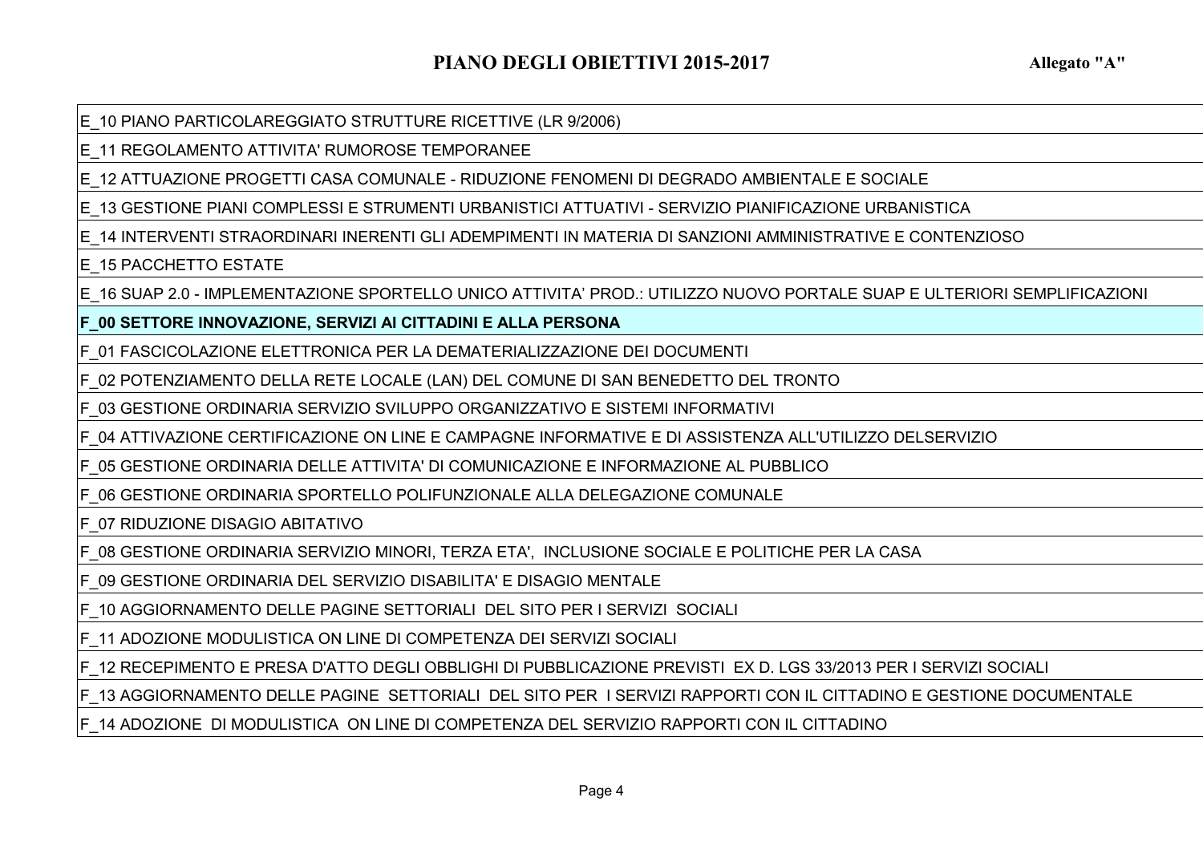# PIANO DEGLI OBIETTIVI 2015-2017

**Allegato "A"**

| |
|---|
| E_10 PIANO PARTICOLAREGGIATO STRUTTURE RICETTIVE (LR 9/2006) |
| E_11 REGOLAMENTO ATTIVITA' RUMOROSE TEMPORANEE |
| E_12 ATTUAZIONE PROGETTI CASA COMUNALE - RIDUZIONE FENOMENI DI DEGRADO AMBIENTALE E SOCIALE |
| E_13 GESTIONE PIANI COMPLESSI E STRUMENTI URBANISTICI ATTUATIVI - SERVIZIO PIANIFICAZIONE URBANISTICA |
| E_14 INTERVENTI STRAORDINARI INERENTI GLI ADEMPIMENTI IN MATERIA DI SANZIONI AMMINISTRATIVE E CONTENZIOSO |
| E_15 PACCHETTO ESTATE |
| E_16 SUAP 2.0 - IMPLEMENTAZIONE SPORTELLO UNICO ATTIVITA' PROD.: UTILIZZO NUOVO PORTALE SUAP E ULTERIORI SEMPLIFICAZIONI |
| **F_00 SETTORE INNOVAZIONE, SERVIZI AI CITTADINI E ALLA PERSONA** |
| F_01 FASCICOLAZIONE ELETTRONICA PER LA DEMATERIALIZZAZIONE DEI DOCUMENTI |
| F_02 POTENZIAMENTO DELLA RETE LOCALE (LAN) DEL COMUNE DI SAN BENEDETTO DEL TRONTO |
| F_03 GESTIONE ORDINARIA SERVIZIO SVILUPPO ORGANIZZATIVO E SISTEMI INFORMATIVI |
| F_04 ATTIVAZIONE CERTIFICAZIONE ON LINE E CAMPAGNE INFORMATIVE E DI ASSISTENZA ALL'UTILIZZO DELSERVIZIO |
| F_05 GESTIONE ORDINARIA DELLE ATTIVITA' DI COMUNICAZIONE E INFORMAZIONE AL PUBBLICO |
| F_06 GESTIONE ORDINARIA SPORTELLO POLIFUNZIONALE ALLA DELEGAZIONE COMUNALE |
| F_07 RIDUZIONE DISAGIO ABITATIVO |
| F_08 GESTIONE ORDINARIA SERVIZIO MINORI, TERZA ETA', INCLUSIONE SOCIALE E POLITICHE PER LA CASA |
| F_09 GESTIONE ORDINARIA DEL SERVIZIO DISABILITA' E DISAGIO MENTALE |
| F_10 AGGIORNAMENTO DELLE PAGINE SETTORIALI DEL SITO PER I SERVIZI SOCIALI |
| F_11 ADOZIONE MODULISTICA ON LINE DI COMPETENZA DEI SERVIZI SOCIALI |
| F_12 RECEPIMENTO E PRESA D'ATTO DEGLI OBBLIGHI DI PUBBLICAZIONE PREVISTI EX D. LGS 33/2013 PER I SERVIZI SOCIALI |
| F_13 AGGIORNAMENTO DELLE PAGINE SETTORIALI DEL SITO PER I SERVIZI RAPPORTI CON IL CITTADINO E GESTIONE DOCUMENTALE |
| F_14 ADOZIONE DI MODULISTICA ON LINE DI COMPETENZA DEL SERVIZIO RAPPORTI CON IL CITTADINO |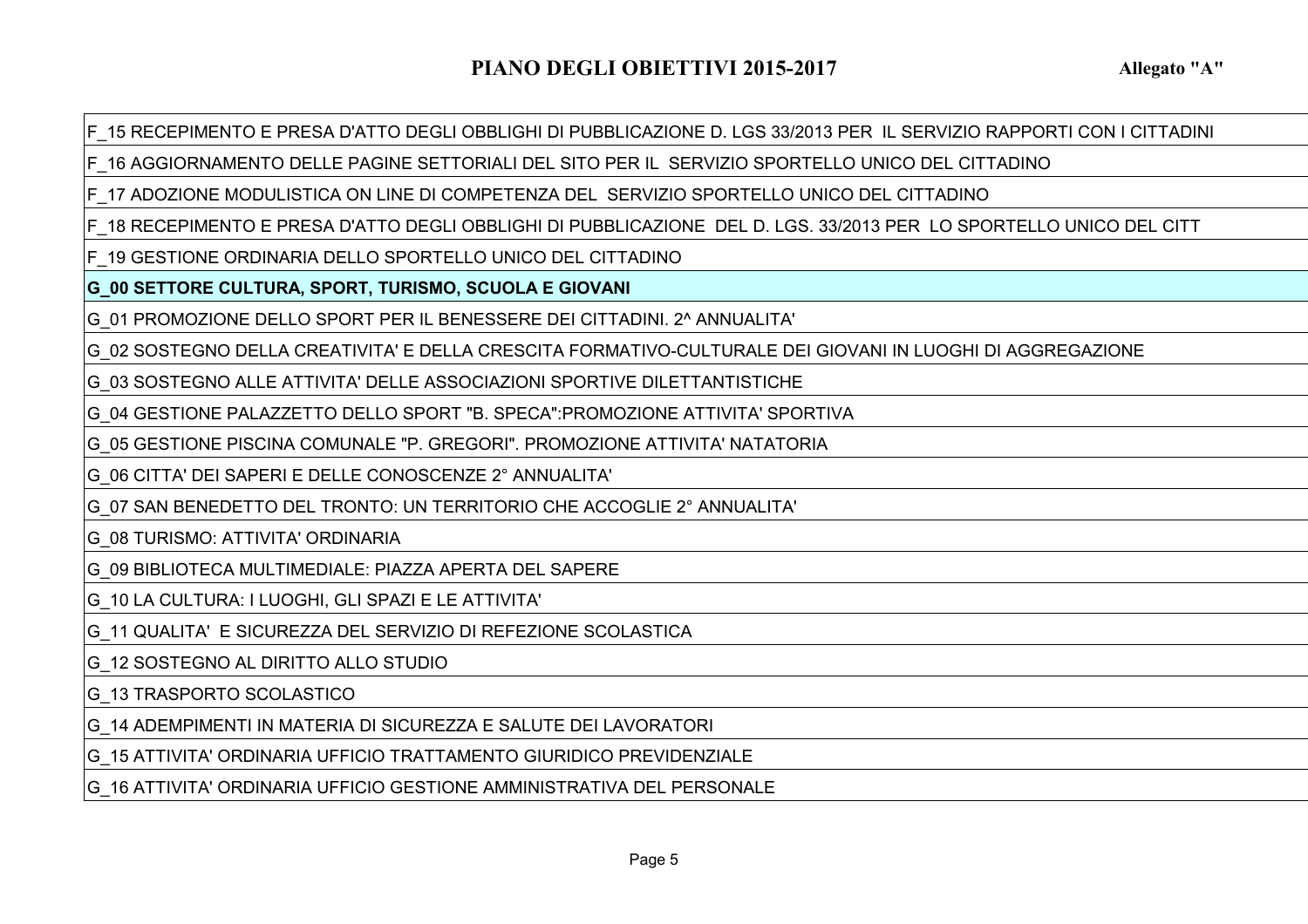# PIANO DEGLI OBIETTIVI 2015-2017

Allegato "A"

| |
|---|
| F_15 RECEPIMENTO E PRESA D'ATTO DEGLI OBBLIGHI DI PUBBLICAZIONE D. LGS 33/2013 PER IL SERVIZIO RAPPORTI CON I CITTADINI |
| F_16 AGGIORNAMENTO DELLE PAGINE SETTORIALI DEL SITO PER IL SERVIZIO SPORTELLO UNICO DEL CITTADINO |
| F_17 ADOZIONE MODULISTICA ON LINE DI COMPETENZA DEL SERVIZIO SPORTELLO UNICO DEL CITTADINO |
| F_18 RECEPIMENTO E PRESA D'ATTO DEGLI OBBLIGHI DI PUBBLICAZIONE DEL D. LGS. 33/2013 PER LO SPORTELLO UNICO DEL CITT |
| F_19 GESTIONE ORDINARIA DELLO SPORTELLO UNICO DEL CITTADINO |
| **G_00 SETTORE CULTURA, SPORT, TURISMO, SCUOLA E GIOVANI** |
| G_01 PROMOZIONE DELLO SPORT PER IL BENESSERE DEI CITTADINI. 2^ ANNUALITA' |
| G_02 SOSTEGNO DELLA CREATIVITA' E DELLA CRESCITA FORMATIVO-CULTURALE DEI GIOVANI IN LUOGHI DI AGGREGAZIONE |
| G_03 SOSTEGNO ALLE ATTIVITA' DELLE ASSOCIAZIONI SPORTIVE DILETTANTISTICHE |
| G_04 GESTIONE PALAZZETTO DELLO SPORT "B. SPECA":PROMOZIONE ATTIVITA' SPORTIVA |
| G_05 GESTIONE PISCINA COMUNALE "P. GREGORI". PROMOZIONE ATTIVITA' NATATORIA |
| G_06 CITTA' DEI SAPERI E DELLE CONOSCENZE 2° ANNUALITA' |
| G_07 SAN BENEDETTO DEL TRONTO: UN TERRITORIO CHE ACCOGLIE 2° ANNUALITA' |
| G_08 TURISMO: ATTIVITA' ORDINARIA |
| G_09 BIBLIOTECA MULTIMEDIALE: PIAZZA APERTA DEL SAPERE |
| G_10 LA CULTURA: I LUOGHI, GLI SPAZI E LE ATTIVITA' |
| G_11 QUALITA' E SICUREZZA DEL SERVIZIO DI REFEZIONE SCOLASTICA |
| G_12 SOSTEGNO AL DIRITTO ALLO STUDIO |
| G_13 TRASPORTO SCOLASTICO |
| G_14 ADEMPIMENTI IN MATERIA DI SICUREZZA E SALUTE DEI LAVORATORI |
| G_15 ATTIVITA' ORDINARIA UFFICIO TRATTAMENTO GIURIDICO PREVIDENZIALE |
| G_16 ATTIVITA' ORDINARIA UFFICIO GESTIONE AMMINISTRATIVA DEL PERSONALE |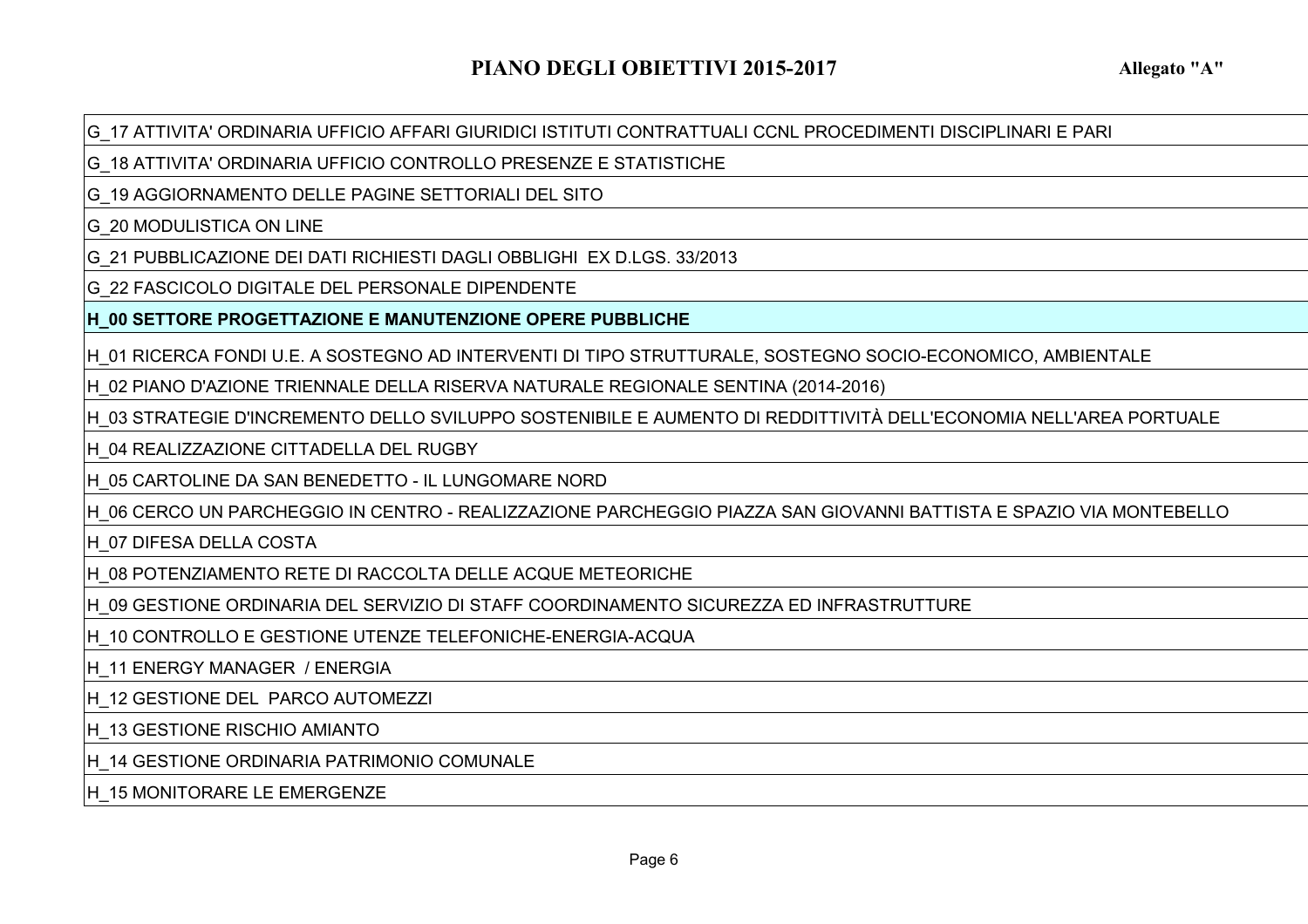# PIANO DEGLI OBIETTIVI 2015-2017

**Allegato "A"**

| |
|---|
| G_17 ATTIVITA' ORDINARIA UFFICIO AFFARI GIURIDICI ISTITUTI CONTRATTUALI CCNL PROCEDIMENTI DISCIPLINARI E PARI |
| G_18 ATTIVITA' ORDINARIA UFFICIO CONTROLLO PRESENZE E STATISTICHE |
| G_19 AGGIORNAMENTO DELLE PAGINE SETTORIALI DEL SITO |
| G_20 MODULISTICA ON LINE |
| G_21 PUBBLICAZIONE DEI DATI RICHIESTI DAGLI OBBLIGHI EX D.LGS. 33/2013 |
| G_22 FASCICOLO DIGITALE DEL PERSONALE DIPENDENTE |
| **H_00 SETTORE PROGETTAZIONE E MANUTENZIONE OPERE PUBBLICHE** |
| H_01 RICERCA FONDI U.E. A SOSTEGNO AD INTERVENTI DI TIPO STRUTTURALE, SOSTEGNO SOCIO-ECONOMICO, AMBIENTALE |
| H_02 PIANO D'AZIONE TRIENNALE DELLA RISERVA NATURALE REGIONALE SENTINA (2014-2016) |
| H_03 STRATEGIE D'INCREMENTO DELLO SVILUPPO SOSTENIBILE E AUMENTO DI REDDITTIVITÀ DELL'ECONOMIA NELL'AREA PORTUALE |
| H_04 REALIZZAZIONE CITTADELLA DEL RUGBY |
| H_05 CARTOLINE DA SAN BENEDETTO - IL LUNGOMARE NORD |
| H_06 CERCO UN PARCHEGGIO IN CENTRO - REALIZZAZIONE PARCHEGGIO PIAZZA SAN GIOVANNI BATTISTA E SPAZIO VIA MONTEBELLO |
| H_07 DIFESA DELLA COSTA |
| H_08 POTENZIAMENTO RETE DI RACCOLTA DELLE ACQUE METEORICHE |
| H_09 GESTIONE ORDINARIA DEL SERVIZIO DI STAFF COORDINAMENTO SICUREZZA ED INFRASTRUTTURE |
| H_10 CONTROLLO E GESTIONE UTENZE TELEFONICHE-ENERGIA-ACQUA |
| H_11 ENERGY MANAGER / ENERGIA |
| H_12 GESTIONE DEL PARCO AUTOMEZZI |
| H_13 GESTIONE RISCHIO AMIANTO |
| H_14 GESTIONE ORDINARIA PATRIMONIO COMUNALE |
| H_15 MONITORARE LE EMERGENZE |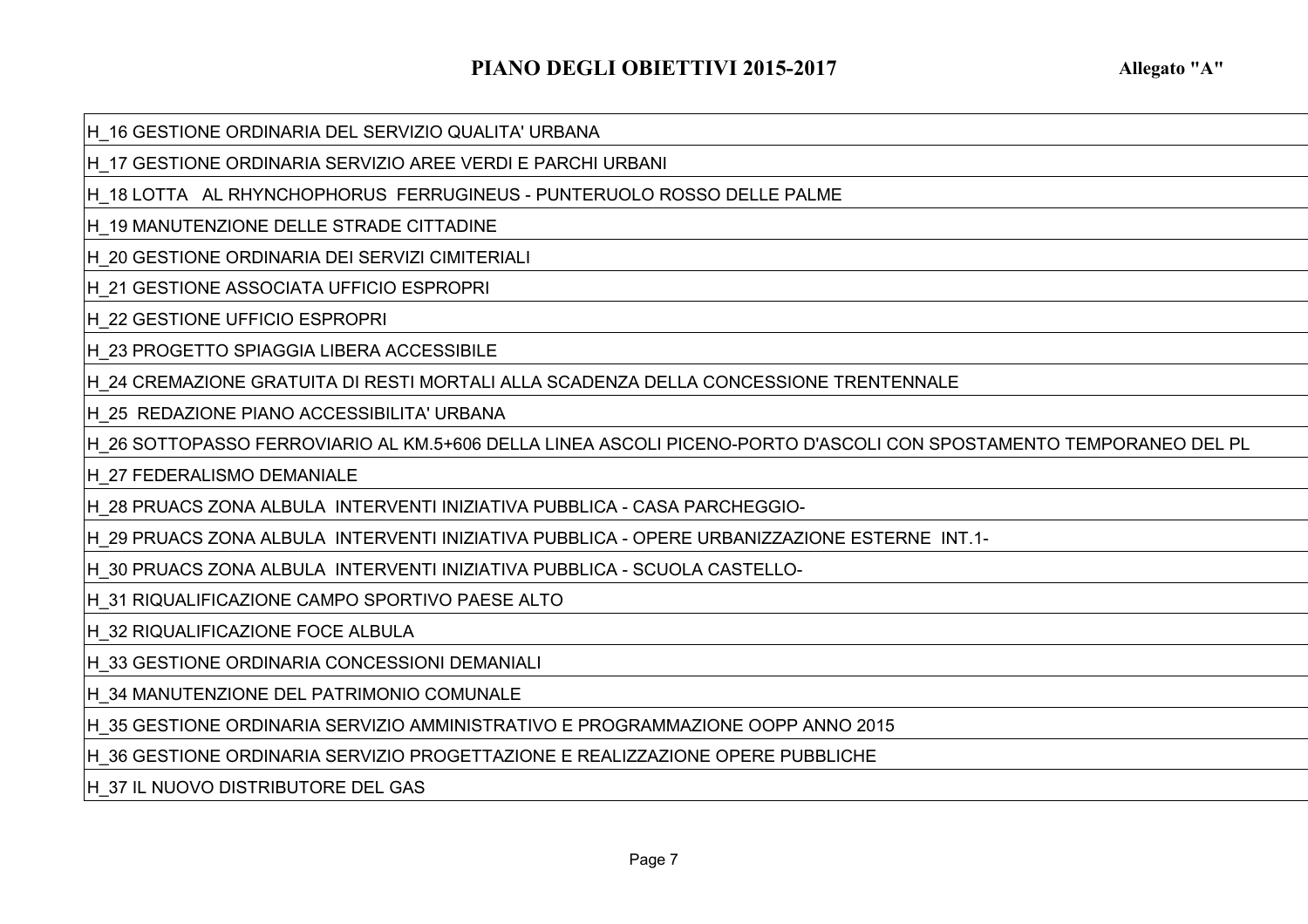# PIANO DEGLI OBIETTIVI 2015-2017

**Allegato "A"**

| |
|---|
| H_16 GESTIONE ORDINARIA DEL SERVIZIO QUALITA' URBANA |
| H_17 GESTIONE ORDINARIA SERVIZIO AREE VERDI E PARCHI URBANI |
| H_18 LOTTA AL RHYNCHOPHORUS FERRUGINEUS - PUNTERUOLO ROSSO DELLE PALME |
| H_19 MANUTENZIONE DELLE STRADE CITTADINE |
| H_20 GESTIONE ORDINARIA DEI SERVIZI CIMITERIALI |
| H_21 GESTIONE ASSOCIATA UFFICIO ESPROPRI |
| H_22 GESTIONE UFFICIO ESPROPRI |
| H_23 PROGETTO SPIAGGIA LIBERA ACCESSIBILE |
| H_24 CREMAZIONE GRATUITA DI RESTI MORTALI ALLA SCADENZA DELLA CONCESSIONE TRENTENNALE |
| H_25 REDAZIONE PIANO ACCESSIBILITA' URBANA |
| H_26 SOTTOPASSO FERROVIARIO AL KM.5+606 DELLA LINEA ASCOLI PICENO-PORTO D'ASCOLI CON SPOSTAMENTO TEMPORANEO DEL PL |
| H_27 FEDERALISMO DEMANIALE |
| H_28 PRUACS ZONA ALBULA INTERVENTI INIZIATIVA PUBBLICA - CASA PARCHEGGIO- |
| H_29 PRUACS ZONA ALBULA INTERVENTI INIZIATIVA PUBBLICA - OPERE URBANIZZAZIONE ESTERNE INT.1- |
| H_30 PRUACS ZONA ALBULA INTERVENTI INIZIATIVA PUBBLICA - SCUOLA CASTELLO- |
| H_31 RIQUALIFICAZIONE CAMPO SPORTIVO PAESE ALTO |
| H_32 RIQUALIFICAZIONE FOCE ALBULA |
| H_33 GESTIONE ORDINARIA CONCESSIONI DEMANIALI |
| H_34 MANUTENZIONE DEL PATRIMONIO COMUNALE |
| H_35 GESTIONE ORDINARIA SERVIZIO AMMINISTRATIVO E PROGRAMMAZIONE OOPP ANNO 2015 |
| H_36 GESTIONE ORDINARIA SERVIZIO PROGETTAZIONE E REALIZZAZIONE OPERE PUBBLICHE |
| H_37 IL NUOVO DISTRIBUTORE DEL GAS |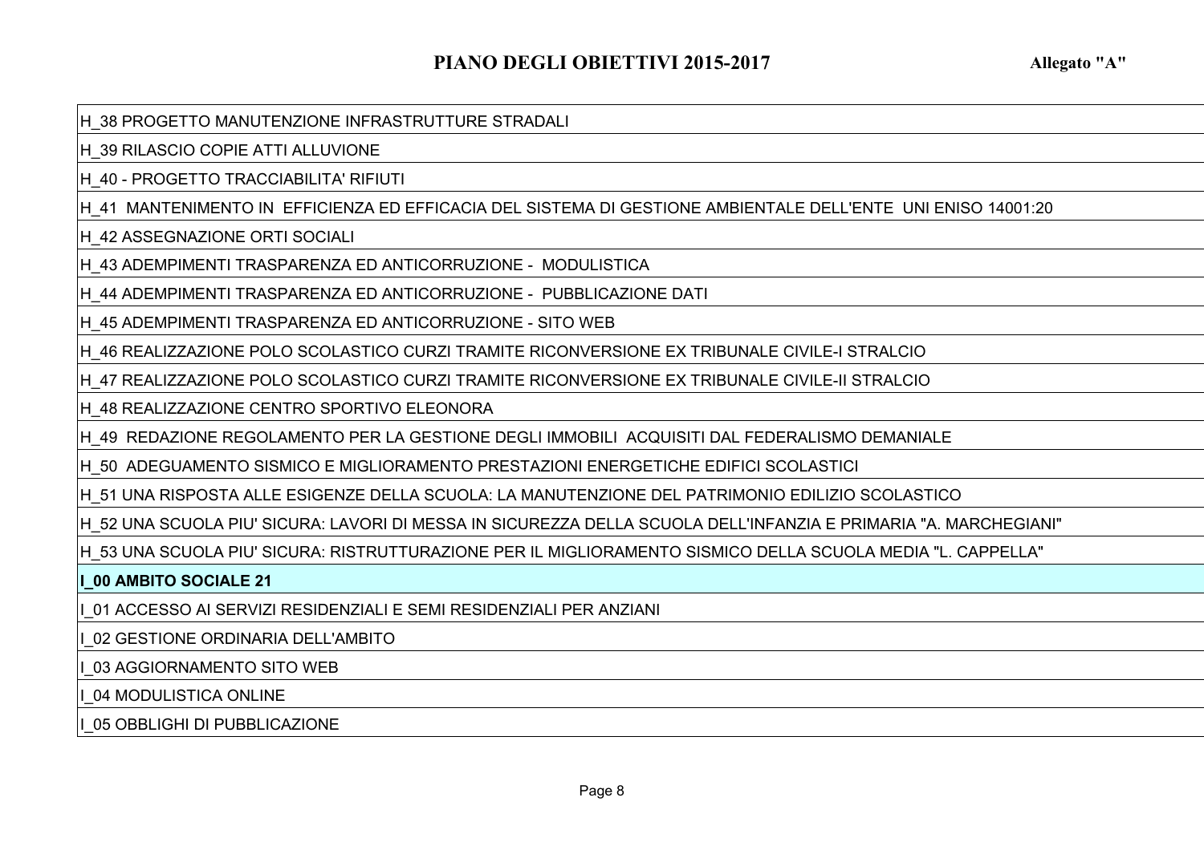# PIANO DEGLI OBIETTIVI 2015-2017

**Allegato "A"**

| |
|---|
| H_38 PROGETTO MANUTENZIONE INFRASTRUTTURE STRADALI |
| H_39 RILASCIO COPIE ATTI ALLUVIONE |
| H_40 - PROGETTO TRACCIABILITA' RIFIUTI |
| H_41  MANTENIMENTO IN  EFFICIENZA ED EFFICACIA DEL SISTEMA DI GESTIONE AMBIENTALE DELL'ENTE  UNI ENISO 14001:20 |
| H_42 ASSEGNAZIONE ORTI SOCIALI |
| H_43 ADEMPIMENTI TRASPARENZA ED ANTICORRUZIONE -  MODULISTICA |
| H_44 ADEMPIMENTI TRASPARENZA ED ANTICORRUZIONE -  PUBBLICAZIONE DATI |
| H_45 ADEMPIMENTI TRASPARENZA ED ANTICORRUZIONE - SITO WEB |
| H_46 REALIZZAZIONE POLO SCOLASTICO CURZI TRAMITE RICONVERSIONE EX TRIBUNALE CIVILE-I STRALCIO |
| H_47 REALIZZAZIONE POLO SCOLASTICO CURZI TRAMITE RICONVERSIONE EX TRIBUNALE CIVILE-II STRALCIO |
| H_48 REALIZZAZIONE CENTRO SPORTIVO ELEONORA |
| H_49  REDAZIONE REGOLAMENTO PER LA GESTIONE DEGLI IMMOBILI  ACQUISITI DAL FEDERALISMO DEMANIALE |
| H_50  ADEGUAMENTO SISMICO E MIGLIORAMENTO PRESTAZIONI ENERGETICHE EDIFICI SCOLASTICI |
| H_51 UNA RISPOSTA ALLE ESIGENZE DELLA SCUOLA: LA MANUTENZIONE DEL PATRIMONIO EDILIZIO SCOLASTICO |
| H_52 UNA SCUOLA PIU' SICURA: LAVORI DI MESSA IN SICUREZZA DELLA SCUOLA DELL'INFANZIA E PRIMARIA "A. MARCHEGIANI" |
| H_53 UNA SCUOLA PIU' SICURA: RISTRUTTURAZIONE PER IL MIGLIORAMENTO SISMICO DELLA SCUOLA MEDIA "L. CAPPELLA" |
| **I_00 AMBITO SOCIALE 21** |
| I_01 ACCESSO AI SERVIZI RESIDENZIALI E SEMI RESIDENZIALI PER ANZIANI |
| I_02 GESTIONE ORDINARIA DELL'AMBITO |
| I_03 AGGIORNAMENTO SITO WEB |
| I_04 MODULISTICA ONLINE |
| I_05 OBBLIGHI DI PUBBLICAZIONE |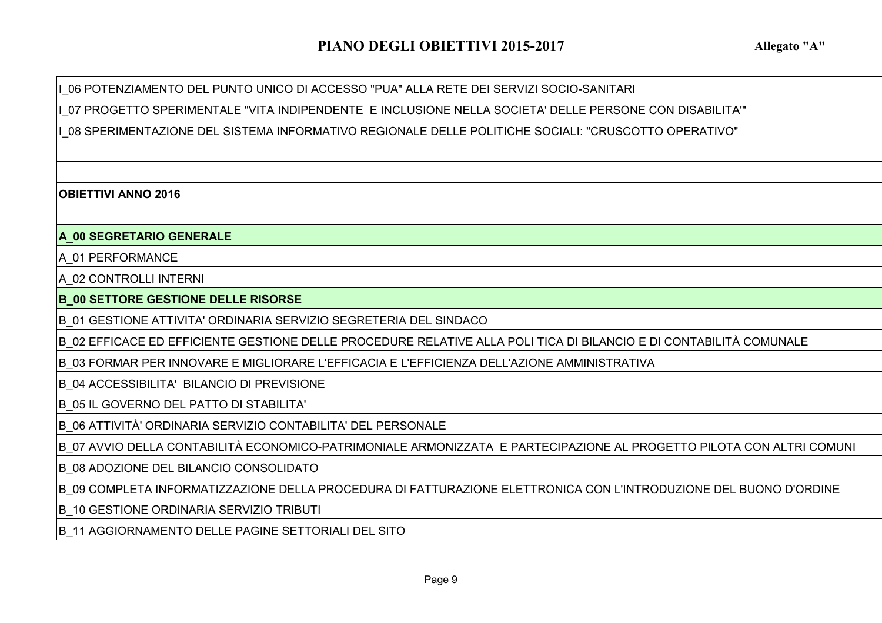I_06 POTENZIAMENTO DEL PUNTO UNICO DI ACCESSO "PUA" ALLA RETE DEI SERVIZI SOCIO-SANITARI

I_07 PROGETTO SPERIMENTALE "VITA INDIPENDENTE E INCLUSIONE NELLA SOCIETA' DELLE PERSONE CON DISABILITA'"

I_08 SPERIMENTAZIONE DEL SISTEMA INFORMATIVO REGIONALE DELLE POLITICHE SOCIALI: "CRUSCOTTO OPERATIVO"

**OBIETTIVI ANNO 2016**

**A_00 SEGRETARIO GENERALE**

A_01 PERFORMANCE

A_02 CONTROLLI INTERNI

**B_00 SETTORE GESTIONE DELLE RISORSE**

B_01 GESTIONE ATTIVITA' ORDINARIA SERVIZIO SEGRETERIA DEL SINDACO

B_02 EFFICACE ED EFFICIENTE GESTIONE DELLE PROCEDURE RELATIVE ALLA POLI TICA DI BILANCIO E DI CONTABILITÀ COMUNALE

B_03 FORMAR PER INNOVARE E MIGLIORARE L'EFFICACIA E L'EFFICIENZA DELL'AZIONE AMMINISTRATIVA

B_04 ACCESSIBILITA' BILANCIO DI PREVISIONE

B_05 IL GOVERNO DEL PATTO DI STABILITA'

B_06 ATTIVITÀ' ORDINARIA SERVIZIO CONTABILITA' DEL PERSONALE

B_07 AVVIO DELLA CONTABILITÀ ECONOMICO-PATRIMONIALE ARMONIZZATA E PARTECIPAZIONE AL PROGETTO PILOTA CON ALTRI COMUNI

B_08 ADOZIONE DEL BILANCIO CONSOLIDATO

B_09 COMPLETA INFORMATIZZAZIONE DELLA PROCEDURA DI FATTURAZIONE ELETTRONICA CON L'INTRODUZIONE DEL BUONO D'ORDINE

B_10 GESTIONE ORDINARIA SERVIZIO TRIBUTI

B_11 AGGIORNAMENTO DELLE PAGINE SETTORIALI DEL SITO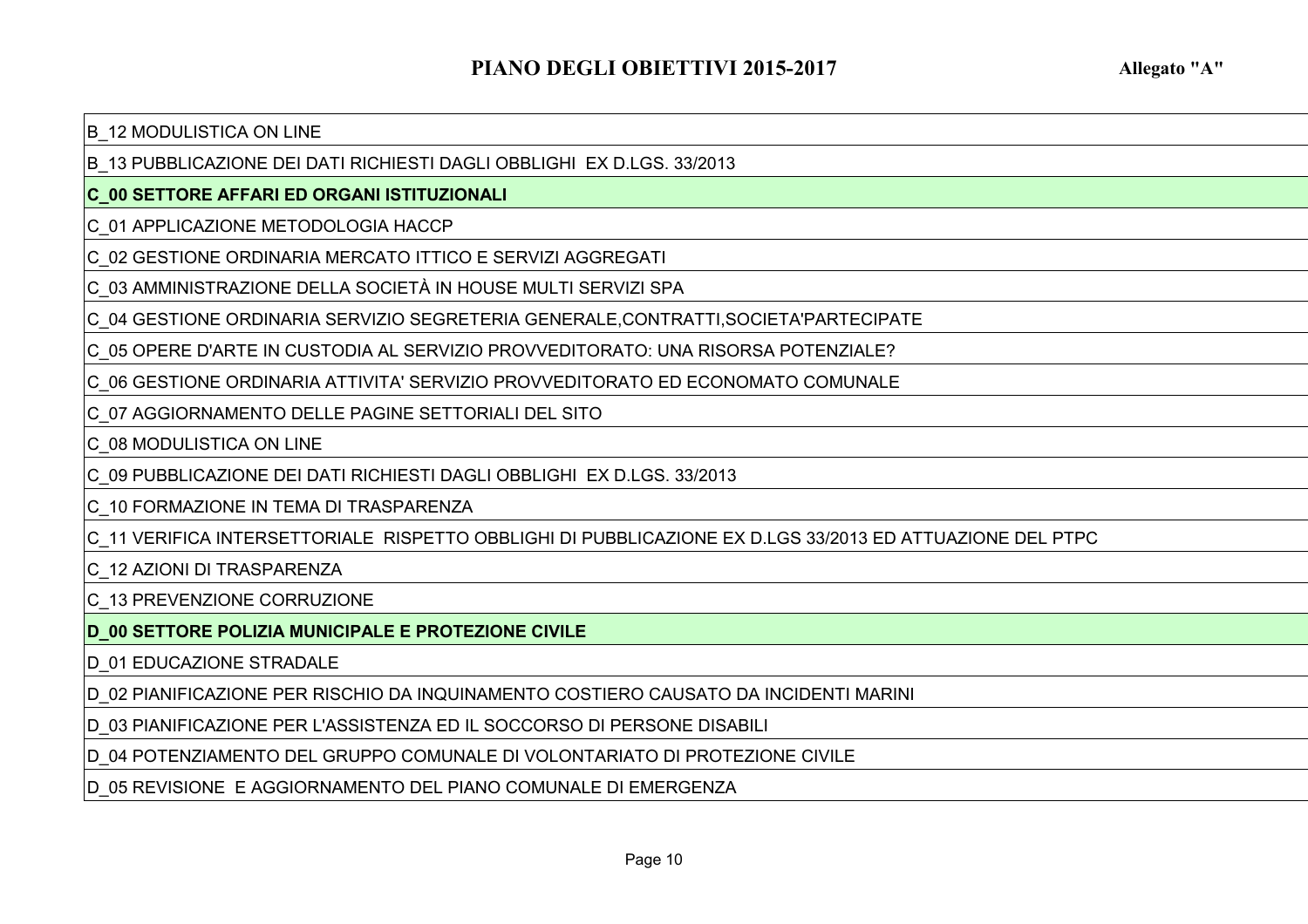# PIANO DEGLI OBIETTIVI 2015-2017

**Allegato "A"**

| |
|---|
| B_12 MODULISTICA ON LINE |
| B_13 PUBBLICAZIONE DEI DATI RICHIESTI DAGLI OBBLIGHI  EX D.LGS. 33/2013 |
| **C_00 SETTORE AFFARI ED ORGANI ISTITUZIONALI** |
| C_01 APPLICAZIONE METODOLOGIA HACCP |
| C_02 GESTIONE ORDINARIA MERCATO ITTICO E SERVIZI AGGREGATI |
| C_03 AMMINISTRAZIONE DELLA SOCIETÀ IN HOUSE MULTI SERVIZI SPA |
| C_04 GESTIONE ORDINARIA SERVIZIO SEGRETERIA GENERALE,CONTRATTI,SOCIETA'PARTECIPATE |
| C_05 OPERE D'ARTE IN CUSTODIA AL SERVIZIO PROVVEDITORATO: UNA RISORSA POTENZIALE? |
| C_06 GESTIONE ORDINARIA ATTIVITA' SERVIZIO PROVVEDITORATO ED ECONOMATO COMUNALE |
| C_07 AGGIORNAMENTO DELLE PAGINE SETTORIALI DEL SITO |
| C_08 MODULISTICA ON LINE |
| C_09 PUBBLICAZIONE DEI DATI RICHIESTI DAGLI OBBLIGHI  EX D.LGS. 33/2013 |
| C_10 FORMAZIONE IN TEMA DI TRASPARENZA |
| C_11 VERIFICA INTERSETTORIALE  RISPETTO OBBLIGHI DI PUBBLICAZIONE EX D.LGS 33/2013 ED ATTUAZIONE DEL PTPC |
| C_12 AZIONI DI TRASPARENZA |
| C_13 PREVENZIONE CORRUZIONE |
| **D_00 SETTORE POLIZIA MUNICIPALE E PROTEZIONE CIVILE** |
| D_01 EDUCAZIONE STRADALE |
| D_02 PIANIFICAZIONE PER RISCHIO DA INQUINAMENTO COSTIERO CAUSATO DA INCIDENTI MARINI |
| D_03 PIANIFICAZIONE PER L'ASSISTENZA ED IL SOCCORSO DI PERSONE DISABILI |
| D_04 POTENZIAMENTO DEL GRUPPO COMUNALE DI VOLONTARIATO DI PROTEZIONE CIVILE |
| D_05 REVISIONE  E AGGIORNAMENTO DEL PIANO COMUNALE DI EMERGENZA |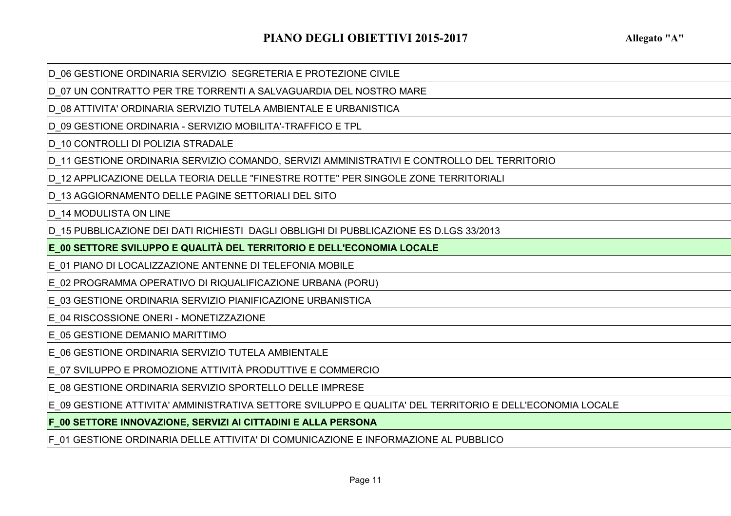| D_06 GESTIONE ORDINARIA SERVIZIO SEGRETERIA E PROTEZIONE CIVILE |
|---|
| D_07 UN CONTRATTO PER TRE TORRENTI A SALVAGUARDIA DEL NOSTRO MARE |
| D_08 ATTIVITA' ORDINARIA SERVIZIO TUTELA AMBIENTALE E URBANISTICA |
| D_09 GESTIONE ORDINARIA - SERVIZIO MOBILITA'-TRAFFICO E TPL |
| D_10 CONTROLLI DI POLIZIA STRADALE |
| D_11 GESTIONE ORDINARIA SERVIZIO COMANDO, SERVIZI AMMINISTRATIVI E CONTROLLO DEL TERRITORIO |
| D_12 APPLICAZIONE DELLA TEORIA DELLE "FINESTRE ROTTE" PER SINGOLE ZONE TERRITORIALI |
| D_13 AGGIORNAMENTO DELLE PAGINE SETTORIALI DEL SITO |
| D_14 MODULISTA ON LINE |
| D_15 PUBBLICAZIONE DEI DATI RICHIESTI DAGLI OBBLIGHI DI PUBBLICAZIONE ES D.LGS 33/2013 |
| **E_00 SETTORE SVILUPPO E QUALITÀ DEL TERRITORIO E DELL'ECONOMIA LOCALE** |
| E_01 PIANO DI LOCALIZZAZIONE ANTENNE DI TELEFONIA MOBILE |
| E_02 PROGRAMMA OPERATIVO DI RIQUALIFICAZIONE URBANA (PORU) |
| E_03 GESTIONE ORDINARIA SERVIZIO PIANIFICAZIONE URBANISTICA |
| E_04 RISCOSSIONE ONERI - MONETIZZAZIONE |
| E_05 GESTIONE DEMANIO MARITTIMO |
| E_06 GESTIONE ORDINARIA SERVIZIO TUTELA AMBIENTALE |
| E_07 SVILUPPO E PROMOZIONE ATTIVITÀ PRODUTTIVE E COMMERCIO |
| E_08 GESTIONE ORDINARIA SERVIZIO SPORTELLO DELLE IMPRESE |
| E_09 GESTIONE ATTIVITA' AMMINISTRATIVA SETTORE SVILUPPO E QUALITA' DEL TERRITORIO E DELL'ECONOMIA LOCALE |
| **F_00 SETTORE INNOVAZIONE, SERVIZI AI CITTADINI E ALLA PERSONA** |
| F_01 GESTIONE ORDINARIA DELLE ATTIVITA' DI COMUNICAZIONE E INFORMAZIONE AL PUBBLICO |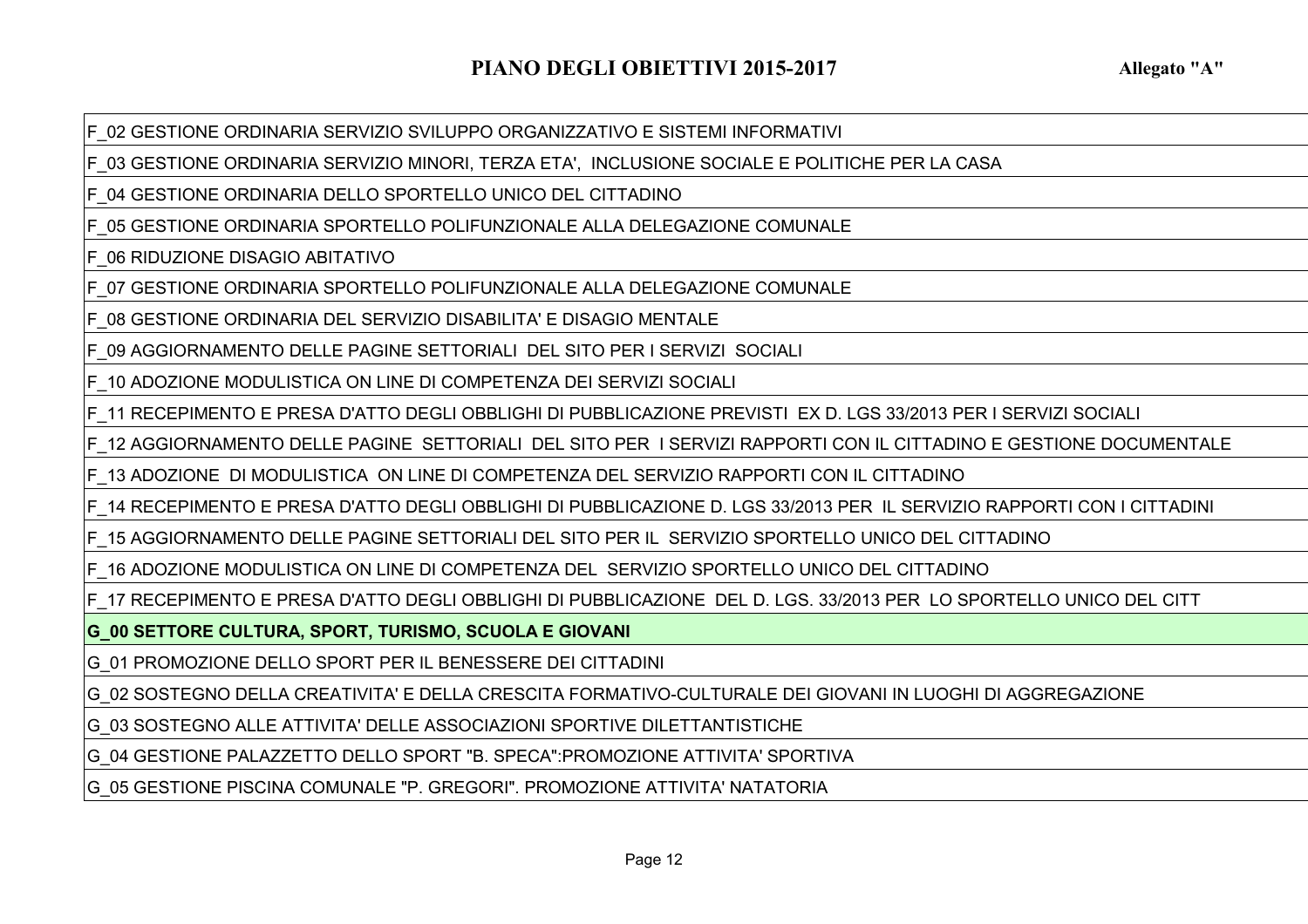F_02 GESTIONE ORDINARIA SERVIZIO SVILUPPO ORGANIZZATIVO E SISTEMI INFORMATIVI

F_03 GESTIONE ORDINARIA SERVIZIO MINORI, TERZA ETA', INCLUSIONE SOCIALE E POLITICHE PER LA CASA

F_04 GESTIONE ORDINARIA DELLO SPORTELLO UNICO DEL CITTADINO

F_05 GESTIONE ORDINARIA SPORTELLO POLIFUNZIONALE ALLA DELEGAZIONE COMUNALE

F_06 RIDUZIONE DISAGIO ABITATIVO

F_07 GESTIONE ORDINARIA SPORTELLO POLIFUNZIONALE ALLA DELEGAZIONE COMUNALE

F_08 GESTIONE ORDINARIA DEL SERVIZIO DISABILITA' E DISAGIO MENTALE

F_09 AGGIORNAMENTO DELLE PAGINE SETTORIALI DEL SITO PER I SERVIZI SOCIALI

F_10 ADOZIONE MODULISTICA ON LINE DI COMPETENZA DEI SERVIZI SOCIALI

F_11 RECEPIMENTO E PRESA D'ATTO DEGLI OBBLIGHI DI PUBBLICAZIONE PREVISTI EX D. LGS 33/2013 PER I SERVIZI SOCIALI

F_12 AGGIORNAMENTO DELLE PAGINE SETTORIALI DEL SITO PER I SERVIZI RAPPORTI CON IL CITTADINO E GESTIONE DOCUMENTALE

F_13 ADOZIONE DI MODULISTICA ON LINE DI COMPETENZA DEL SERVIZIO RAPPORTI CON IL CITTADINO

F_14 RECEPIMENTO E PRESA D'ATTO DEGLI OBBLIGHI DI PUBBLICAZIONE D. LGS 33/2013 PER IL SERVIZIO RAPPORTI CON I CITTADINI

F_15 AGGIORNAMENTO DELLE PAGINE SETTORIALI DEL SITO PER IL SERVIZIO SPORTELLO UNICO DEL CITTADINO

F_16 ADOZIONE MODULISTICA ON LINE DI COMPETENZA DEL SERVIZIO SPORTELLO UNICO DEL CITTADINO

F_17 RECEPIMENTO E PRESA D'ATTO DEGLI OBBLIGHI DI PUBBLICAZIONE DEL D. LGS. 33/2013 PER LO SPORTELLO UNICO DEL CITT

**G_00 SETTORE CULTURA, SPORT, TURISMO, SCUOLA E GIOVANI**

G_01 PROMOZIONE DELLO SPORT PER IL BENESSERE DEI CITTADINI

G_02 SOSTEGNO DELLA CREATIVITA' E DELLA CRESCITA FORMATIVO-CULTURALE DEI GIOVANI IN LUOGHI DI AGGREGAZIONE

G_03 SOSTEGNO ALLE ATTIVITA' DELLE ASSOCIAZIONI SPORTIVE DILETTANTISTICHE

G_04 GESTIONE PALAZZETTO DELLO SPORT "B. SPECA":PROMOZIONE ATTIVITA' SPORTIVA

G_05 GESTIONE PISCINA COMUNALE "P. GREGORI". PROMOZIONE ATTIVITA' NATATORIA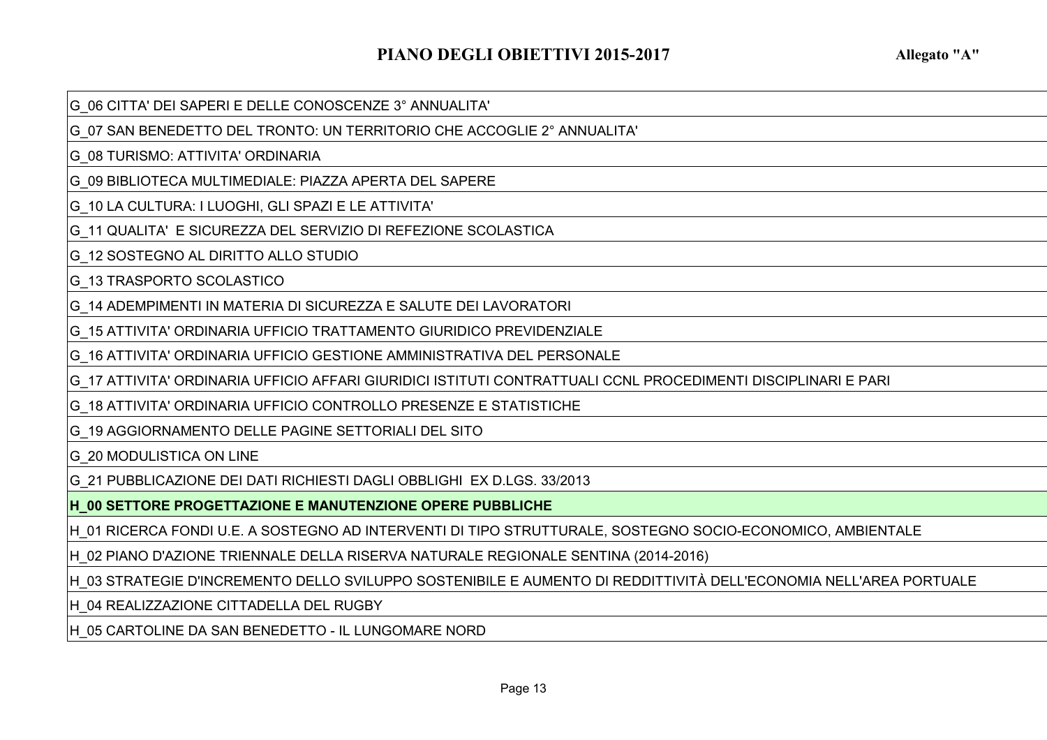# PIANO DEGLI OBIETTIVI 2015-2017

**Allegato "A"**

| |
|---|
| G_06 CITTA' DEI SAPERI E DELLE CONOSCENZE 3° ANNUALITA' |
| G_07 SAN BENEDETTO DEL TRONTO: UN TERRITORIO CHE ACCOGLIE 2° ANNUALITA' |
| G_08 TURISMO: ATTIVITA' ORDINARIA |
| G_09 BIBLIOTECA MULTIMEDIALE: PIAZZA APERTA DEL SAPERE |
| G_10 LA CULTURA: I LUOGHI, GLI SPAZI E LE ATTIVITA' |
| G_11 QUALITA'  E SICUREZZA DEL SERVIZIO DI REFEZIONE SCOLASTICA |
| G_12 SOSTEGNO AL DIRITTO ALLO STUDIO |
| G_13 TRASPORTO SCOLASTICO |
| G_14 ADEMPIMENTI IN MATERIA DI SICUREZZA E SALUTE DEI LAVORATORI |
| G_15 ATTIVITA' ORDINARIA UFFICIO TRATTAMENTO GIURIDICO PREVIDENZIALE |
| G_16 ATTIVITA' ORDINARIA UFFICIO GESTIONE AMMINISTRATIVA DEL PERSONALE |
| G_17 ATTIVITA' ORDINARIA UFFICIO AFFARI GIURIDICI ISTITUTI CONTRATTUALI CCNL PROCEDIMENTI DISCIPLINARI E PARI |
| G_18 ATTIVITA' ORDINARIA UFFICIO CONTROLLO PRESENZE E STATISTICHE |
| G_19 AGGIORNAMENTO DELLE PAGINE SETTORIALI DEL SITO |
| G_20 MODULISTICA ON LINE |
| G_21 PUBBLICAZIONE DEI DATI RICHIESTI DAGLI OBBLIGHI  EX D.LGS. 33/2013 |
| **H_00 SETTORE PROGETTAZIONE E MANUTENZIONE OPERE PUBBLICHE** |
| H_01 RICERCA FONDI U.E. A SOSTEGNO AD INTERVENTI DI TIPO STRUTTURALE, SOSTEGNO SOCIO-ECONOMICO, AMBIENTALE |
| H_02 PIANO D'AZIONE TRIENNALE DELLA RISERVA NATURALE REGIONALE SENTINA (2014-2016) |
| H_03 STRATEGIE D'INCREMENTO DELLO SVILUPPO SOSTENIBILE E AUMENTO DI REDDITTIVITÀ DELL'ECONOMIA NELL'AREA PORTUALE |
| H_04 REALIZZAZIONE CITTADELLA DEL RUGBY |
| H_05 CARTOLINE DA SAN BENEDETTO - IL LUNGOMARE NORD |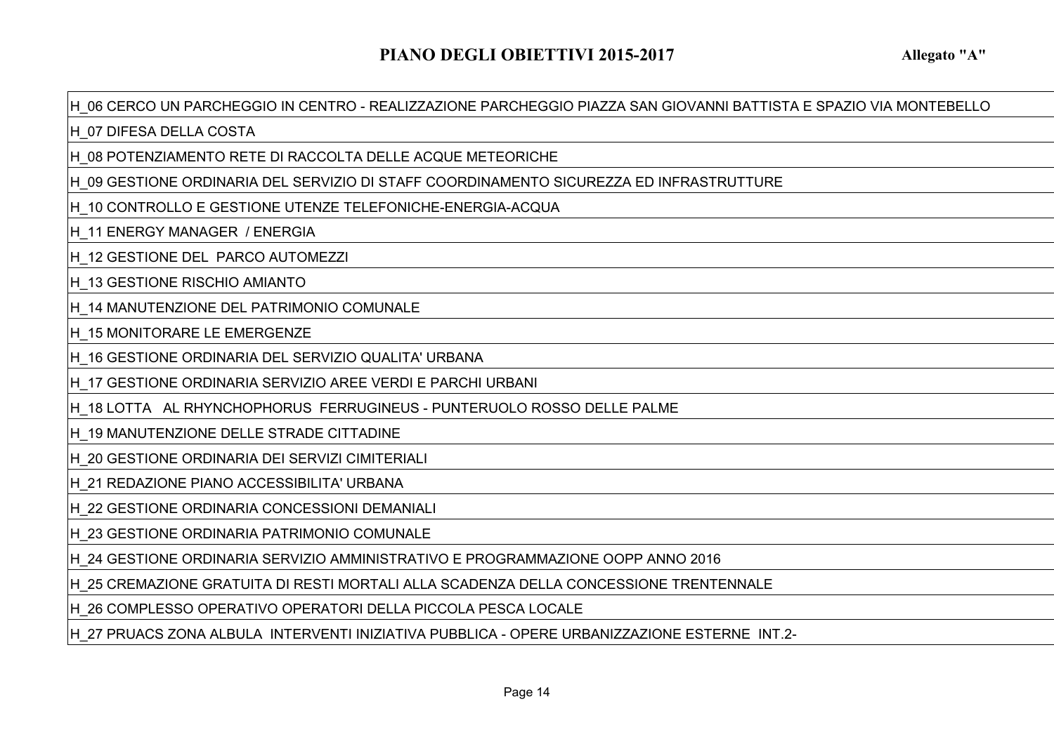# PIANO DEGLI OBIETTIVI 2015-2017

**Allegato "A"**

| |
|---|
| H_06 CERCO UN PARCHEGGIO IN CENTRO - REALIZZAZIONE PARCHEGGIO PIAZZA SAN GIOVANNI BATTISTA E SPAZIO VIA MONTEBELLO |
| H_07 DIFESA DELLA COSTA |
| H_08 POTENZIAMENTO RETE DI RACCOLTA DELLE ACQUE METEORICHE |
| H_09 GESTIONE ORDINARIA DEL SERVIZIO DI STAFF COORDINAMENTO SICUREZZA ED INFRASTRUTTURE |
| H_10 CONTROLLO E GESTIONE UTENZE TELEFONICHE-ENERGIA-ACQUA |
| H_11 ENERGY MANAGER / ENERGIA |
| H_12 GESTIONE DEL PARCO AUTOMEZZI |
| H_13 GESTIONE RISCHIO AMIANTO |
| H_14 MANUTENZIONE DEL PATRIMONIO COMUNALE |
| H_15 MONITORARE LE EMERGENZE |
| H_16 GESTIONE ORDINARIA DEL SERVIZIO QUALITA' URBANA |
| H_17 GESTIONE ORDINARIA SERVIZIO AREE VERDI E PARCHI URBANI |
| H_18 LOTTA AL RHYNCHOPHORUS FERRUGINEUS - PUNTERUOLO ROSSO DELLE PALME |
| H_19 MANUTENZIONE DELLE STRADE CITTADINE |
| H_20 GESTIONE ORDINARIA DEI SERVIZI CIMITERIALI |
| H_21 REDAZIONE PIANO ACCESSIBILITA' URBANA |
| H_22 GESTIONE ORDINARIA CONCESSIONI DEMANIALI |
| H_23 GESTIONE ORDINARIA PATRIMONIO COMUNALE |
| H_24 GESTIONE ORDINARIA SERVIZIO AMMINISTRATIVO E PROGRAMMAZIONE OOPP ANNO 2016 |
| H_25 CREMAZIONE GRATUITA DI RESTI MORTALI ALLA SCADENZA DELLA CONCESSIONE TRENTENNALE |
| H_26 COMPLESSO OPERATIVO OPERATORI DELLA PICCOLA PESCA LOCALE |
| H_27 PRUACS ZONA ALBULA INTERVENTI INIZIATIVA PUBBLICA - OPERE URBANIZZAZIONE ESTERNE INT.2- |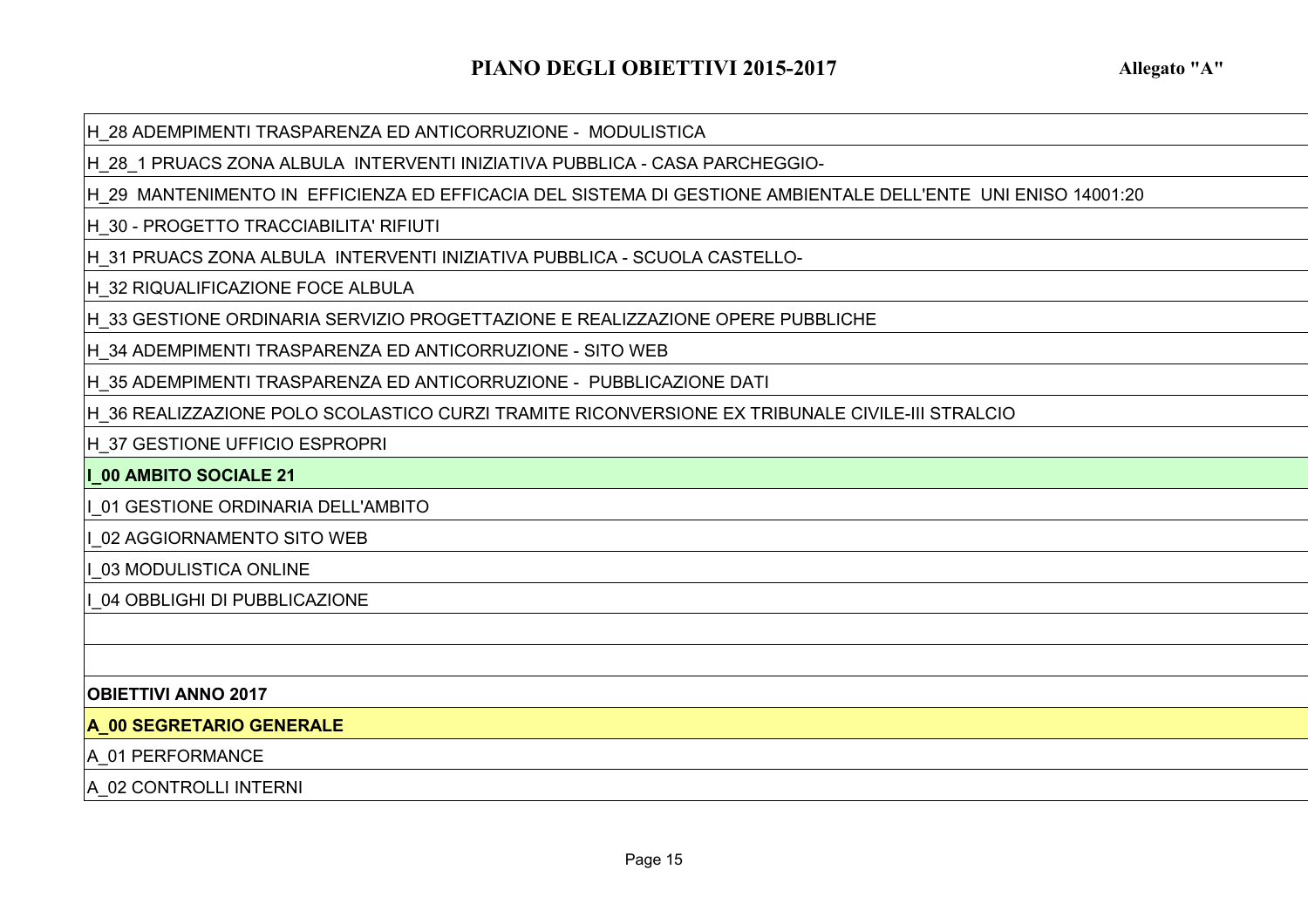| |
|---|
| H_28 ADEMPIMENTI TRASPARENZA ED ANTICORRUZIONE - MODULISTICA |
| H_28_1 PRUACS ZONA ALBULA INTERVENTI INIZIATIVA PUBBLICA - CASA PARCHEGGIO- |
| H_29 MANTENIMENTO IN EFFICIENZA ED EFFICACIA DEL SISTEMA DI GESTIONE AMBIENTALE DELL'ENTE UNI ENISO 14001:20 |
| H_30 - PROGETTO TRACCIABILITA' RIFIUTI |
| H_31 PRUACS ZONA ALBULA INTERVENTI INIZIATIVA PUBBLICA - SCUOLA CASTELLO- |
| H_32 RIQUALIFICAZIONE FOCE ALBULA |
| H_33 GESTIONE ORDINARIA SERVIZIO PROGETTAZIONE E REALIZZAZIONE OPERE PUBBLICHE |
| H_34 ADEMPIMENTI TRASPARENZA ED ANTICORRUZIONE - SITO WEB |
| H_35 ADEMPIMENTI TRASPARENZA ED ANTICORRUZIONE - PUBBLICAZIONE DATI |
| H_36 REALIZZAZIONE POLO SCOLASTICO CURZI TRAMITE RICONVERSIONE EX TRIBUNALE CIVILE-III STRALCIO |
| H_37 GESTIONE UFFICIO ESPROPRI |
| **I_00 AMBITO SOCIALE 21** |
| I_01 GESTIONE ORDINARIA DELL'AMBITO |
| I_02 AGGIORNAMENTO SITO WEB |
| I_03 MODULISTICA ONLINE |
| I_04 OBBLIGHI DI PUBBLICAZIONE |
| |
| |
| **OBIETTIVI ANNO 2017** |
| **A_00 SEGRETARIO GENERALE** |
| A_01 PERFORMANCE |
| A_02 CONTROLLI INTERNI |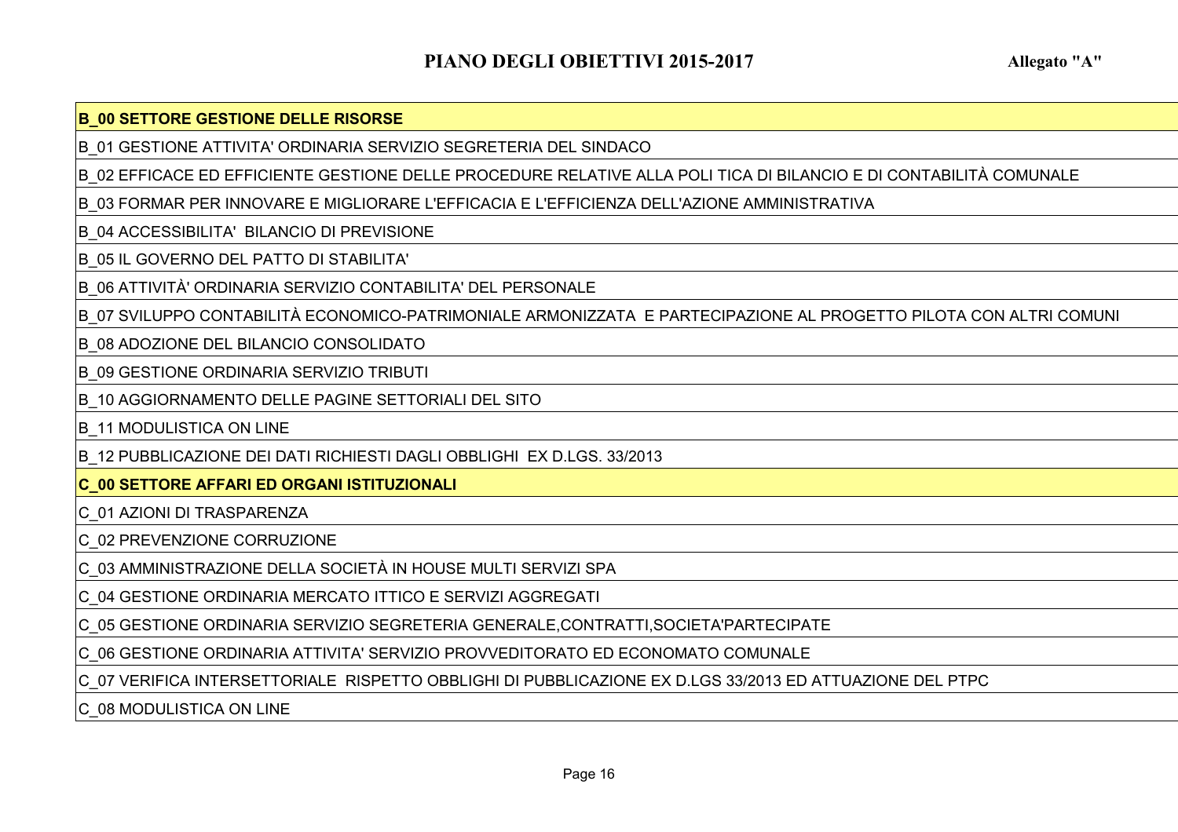# PIANO DEGLI OBIETTIVI 2015-2017

**Allegato "A"**

| **B_00 SETTORE GESTIONE DELLE RISORSE** |
|---|
| B_01 GESTIONE ATTIVITA' ORDINARIA SERVIZIO SEGRETERIA DEL SINDACO |
| B_02 EFFICACE ED EFFICIENTE GESTIONE DELLE PROCEDURE RELATIVE ALLA POLI TICA DI BILANCIO E DI CONTABILITÀ COMUNALE |
| B_03 FORMAR PER INNOVARE E MIGLIORARE L'EFFICACIA E L'EFFICIENZA DELL'AZIONE AMMINISTRATIVA |
| B_04 ACCESSIBILITA'  BILANCIO DI PREVISIONE |
| B_05 IL GOVERNO DEL PATTO DI STABILITA' |
| B_06 ATTIVITÀ' ORDINARIA SERVIZIO CONTABILITA' DEL PERSONALE |
| B_07 SVILUPPO CONTABILITÀ ECONOMICO-PATRIMONIALE ARMONIZZATA  E PARTECIPAZIONE AL PROGETTO PILOTA CON ALTRI COMUNI |
| B_08 ADOZIONE DEL BILANCIO CONSOLIDATO |
| B_09 GESTIONE ORDINARIA SERVIZIO TRIBUTI |
| B_10 AGGIORNAMENTO DELLE PAGINE SETTORIALI DEL SITO |
| B_11 MODULISTICA ON LINE |
| B_12 PUBBLICAZIONE DEI DATI RICHIESTI DAGLI OBBLIGHI  EX D.LGS. 33/2013 |
| **C_00 SETTORE AFFARI ED ORGANI ISTITUZIONALI** |
| C_01 AZIONI DI TRASPARENZA |
| C_02 PREVENZIONE CORRUZIONE |
| C_03 AMMINISTRAZIONE DELLA SOCIETÀ IN HOUSE MULTI SERVIZI SPA |
| C_04 GESTIONE ORDINARIA MERCATO ITTICO E SERVIZI AGGREGATI |
| C_05 GESTIONE ORDINARIA SERVIZIO SEGRETERIA GENERALE,CONTRATTI,SOCIETA'PARTECIPATE |
| C_06 GESTIONE ORDINARIA ATTIVITA' SERVIZIO PROVVEDITORATO ED ECONOMATO COMUNALE |
| C_07 VERIFICA INTERSETTORIALE  RISPETTO OBBLIGHI DI PUBBLICAZIONE EX D.LGS 33/2013 ED ATTUAZIONE DEL PTPC |
| C_08 MODULISTICA ON LINE |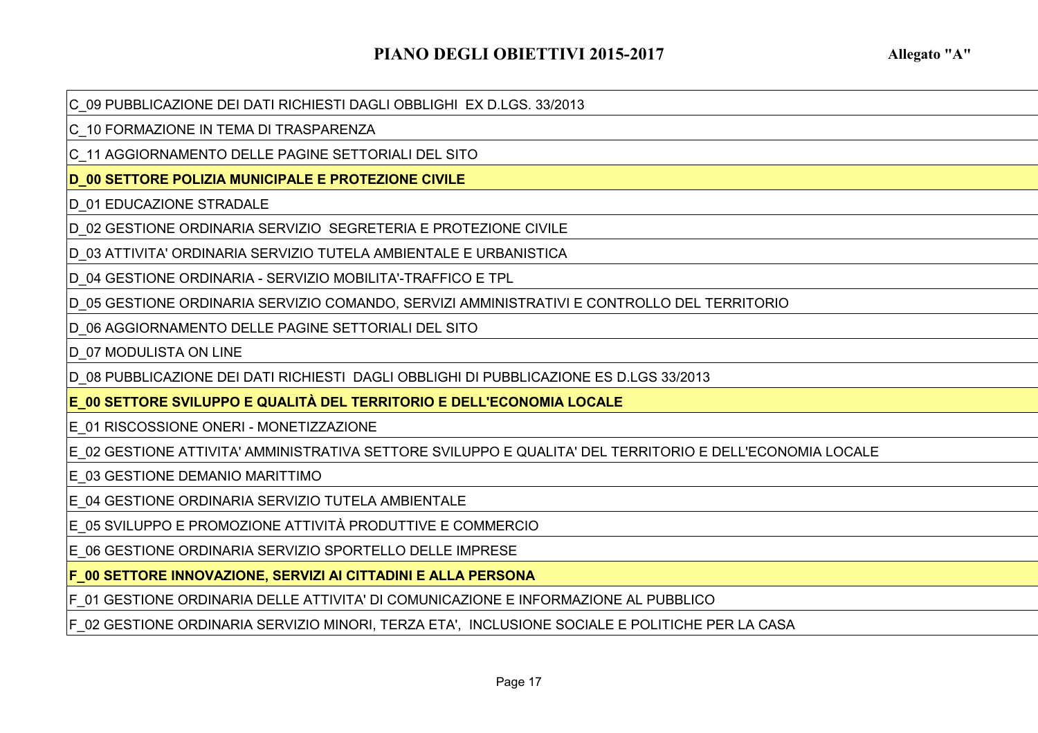## PIANO DEGLI OBIETTIVI 2015-2017

**Allegato "A"**

| |
|---|
| C_09 PUBBLICAZIONE DEI DATI RICHIESTI DAGLI OBBLIGHI  EX D.LGS. 33/2013 |
| C_10 FORMAZIONE IN TEMA DI TRASPARENZA |
| C_11 AGGIORNAMENTO DELLE PAGINE SETTORIALI DEL SITO |
| **D_00 SETTORE POLIZIA MUNICIPALE E PROTEZIONE CIVILE** |
| D_01 EDUCAZIONE STRADALE |
| D_02 GESTIONE ORDINARIA SERVIZIO  SEGRETERIA E PROTEZIONE CIVILE |
| D_03 ATTIVITA' ORDINARIA SERVIZIO TUTELA AMBIENTALE E URBANISTICA |
| D_04 GESTIONE ORDINARIA - SERVIZIO MOBILITA'-TRAFFICO E TPL |
| D_05 GESTIONE ORDINARIA SERVIZIO COMANDO, SERVIZI AMMINISTRATIVI E CONTROLLO DEL TERRITORIO |
| D_06 AGGIORNAMENTO DELLE PAGINE SETTORIALI DEL SITO |
| D_07 MODULISTA ON LINE |
| D_08 PUBBLICAZIONE DEI DATI RICHIESTI  DAGLI OBBLIGHI DI PUBBLICAZIONE ES D.LGS 33/2013 |
| **E_00 SETTORE SVILUPPO E QUALITÀ DEL TERRITORIO E DELL'ECONOMIA LOCALE** |
| E_01 RISCOSSIONE ONERI - MONETIZZAZIONE |
| E_02 GESTIONE ATTIVITA' AMMINISTRATIVA SETTORE SVILUPPO E QUALITA' DEL TERRITORIO E DELL'ECONOMIA LOCALE |
| E_03 GESTIONE DEMANIO MARITTIMO |
| E_04 GESTIONE ORDINARIA SERVIZIO TUTELA AMBIENTALE |
| E_05 SVILUPPO E PROMOZIONE ATTIVITÀ PRODUTTIVE E COMMERCIO |
| E_06 GESTIONE ORDINARIA SERVIZIO SPORTELLO DELLE IMPRESE |
| **F_00 SETTORE INNOVAZIONE, SERVIZI AI CITTADINI E ALLA PERSONA** |
| F_01 GESTIONE ORDINARIA DELLE ATTIVITA' DI COMUNICAZIONE E INFORMAZIONE AL PUBBLICO |
| F_02 GESTIONE ORDINARIA SERVIZIO MINORI, TERZA ETA',  INCLUSIONE SOCIALE E POLITICHE PER LA CASA |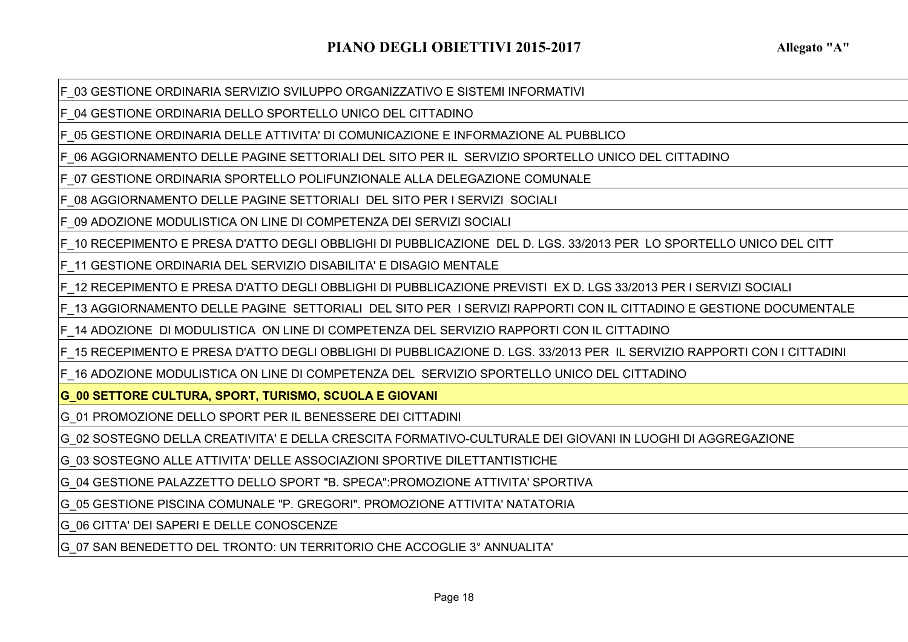# PIANO DEGLI OBIETTIVI 2015-2017

**Allegato "A"**

| |
|---|
| F_03 GESTIONE ORDINARIA SERVIZIO SVILUPPO ORGANIZZATIVO E SISTEMI INFORMATIVI |
| F_04 GESTIONE ORDINARIA DELLO SPORTELLO UNICO DEL CITTADINO |
| F_05 GESTIONE ORDINARIA DELLE ATTIVITA' DI COMUNICAZIONE E INFORMAZIONE AL PUBBLICO |
| F_06 AGGIORNAMENTO DELLE PAGINE SETTORIALI DEL SITO PER IL SERVIZIO SPORTELLO UNICO DEL CITTADINO |
| F_07 GESTIONE ORDINARIA SPORTELLO POLIFUNZIONALE ALLA DELEGAZIONE COMUNALE |
| F_08 AGGIORNAMENTO DELLE PAGINE SETTORIALI DEL SITO PER I SERVIZI SOCIALI |
| F_09 ADOZIONE MODULISTICA ON LINE DI COMPETENZA DEI SERVIZI SOCIALI |
| F_10 RECEPIMENTO E PRESA D'ATTO DEGLI OBBLIGHI DI PUBBLICAZIONE DEL D. LGS. 33/2013 PER LO SPORTELLO UNICO DEL CITT |
| F_11 GESTIONE ORDINARIA DEL SERVIZIO DISABILITA' E DISAGIO MENTALE |
| F_12 RECEPIMENTO E PRESA D'ATTO DEGLI OBBLIGHI DI PUBBLICAZIONE PREVISTI EX D. LGS 33/2013 PER I SERVIZI SOCIALI |
| F_13 AGGIORNAMENTO DELLE PAGINE SETTORIALI DEL SITO PER I SERVIZI RAPPORTI CON IL CITTADINO E GESTIONE DOCUMENTALE |
| F_14 ADOZIONE DI MODULISTICA ON LINE DI COMPETENZA DEL SERVIZIO RAPPORTI CON IL CITTADINO |
| F_15 RECEPIMENTO E PRESA D'ATTO DEGLI OBBLIGHI DI PUBBLICAZIONE D. LGS. 33/2013 PER IL SERVIZIO RAPPORTI CON I CITTADINI |
| F_16 ADOZIONE MODULISTICA ON LINE DI COMPETENZA DEL SERVIZIO SPORTELLO UNICO DEL CITTADINO |
| **G_00 SETTORE CULTURA, SPORT, TURISMO, SCUOLA E GIOVANI** |
| G_01 PROMOZIONE DELLO SPORT PER IL BENESSERE DEI CITTADINI |
| G_02 SOSTEGNO DELLA CREATIVITA' E DELLA CRESCITA FORMATIVO-CULTURALE DEI GIOVANI IN LUOGHI DI AGGREGAZIONE |
| G_03 SOSTEGNO ALLE ATTIVITA' DELLE ASSOCIAZIONI SPORTIVE DILETTANTISTICHE |
| G_04 GESTIONE PALAZZETTO DELLO SPORT "B. SPECA":PROMOZIONE ATTIVITA' SPORTIVA |
| G_05 GESTIONE PISCINA COMUNALE "P. GREGORI". PROMOZIONE ATTIVITA' NATATORIA |
| G_06 CITTA' DEI SAPERI E DELLE CONOSCENZE |
| G_07 SAN BENEDETTO DEL TRONTO: UN TERRITORIO CHE ACCOGLIE 3° ANNUALITA' |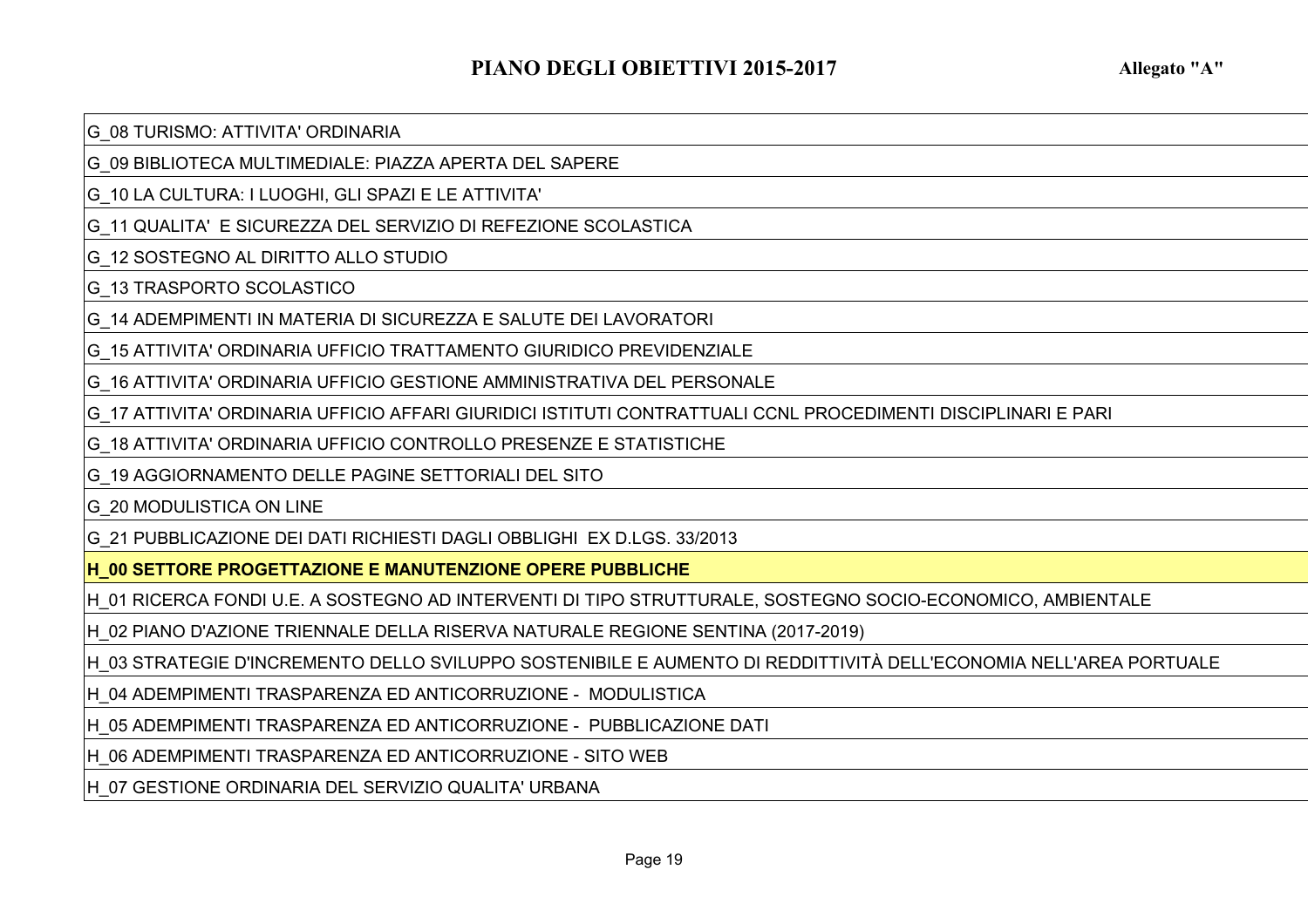## PIANO DEGLI OBIETTIVI 2015-2017

**Allegato "A"**

| |
|---|
| G_08 TURISMO: ATTIVITA' ORDINARIA |
| G_09 BIBLIOTECA MULTIMEDIALE: PIAZZA APERTA DEL SAPERE |
| G_10 LA CULTURA: I LUOGHI, GLI SPAZI E LE ATTIVITA' |
| G_11 QUALITA' E SICUREZZA DEL SERVIZIO DI REFEZIONE SCOLASTICA |
| G_12 SOSTEGNO AL DIRITTO ALLO STUDIO |
| G_13 TRASPORTO SCOLASTICO |
| G_14 ADEMPIMENTI IN MATERIA DI SICUREZZA E SALUTE DEI LAVORATORI |
| G_15 ATTIVITA' ORDINARIA UFFICIO TRATTAMENTO GIURIDICO PREVIDENZIALE |
| G_16 ATTIVITA' ORDINARIA UFFICIO GESTIONE AMMINISTRATIVA DEL PERSONALE |
| G_17 ATTIVITA' ORDINARIA UFFICIO AFFARI GIURIDICI ISTITUTI CONTRATTUALI CCNL PROCEDIMENTI DISCIPLINARI E PARI |
| G_18 ATTIVITA' ORDINARIA UFFICIO CONTROLLO PRESENZE E STATISTICHE |
| G_19 AGGIORNAMENTO DELLE PAGINE SETTORIALI DEL SITO |
| G_20 MODULISTICA ON LINE |
| G_21 PUBBLICAZIONE DEI DATI RICHIESTI DAGLI OBBLIGHI EX D.LGS. 33/2013 |
| **H_00 SETTORE PROGETTAZIONE E MANUTENZIONE OPERE PUBBLICHE** |
| H_01 RICERCA FONDI U.E. A SOSTEGNO AD INTERVENTI DI TIPO STRUTTURALE, SOSTEGNO SOCIO-ECONOMICO, AMBIENTALE |
| H_02 PIANO D'AZIONE TRIENNALE DELLA RISERVA NATURALE REGIONE SENTINA (2017-2019) |
| H_03 STRATEGIE D'INCREMENTO DELLO SVILUPPO SOSTENIBILE E AUMENTO DI REDDITTIVITÀ DELL'ECONOMIA NELL'AREA PORTUALE |
| H_04 ADEMPIMENTI TRASPARENZA ED ANTICORRUZIONE - MODULISTICA |
| H_05 ADEMPIMENTI TRASPARENZA ED ANTICORRUZIONE - PUBBLICAZIONE DATI |
| H_06 ADEMPIMENTI TRASPARENZA ED ANTICORRUZIONE - SITO WEB |
| H_07 GESTIONE ORDINARIA DEL SERVIZIO QUALITA' URBANA |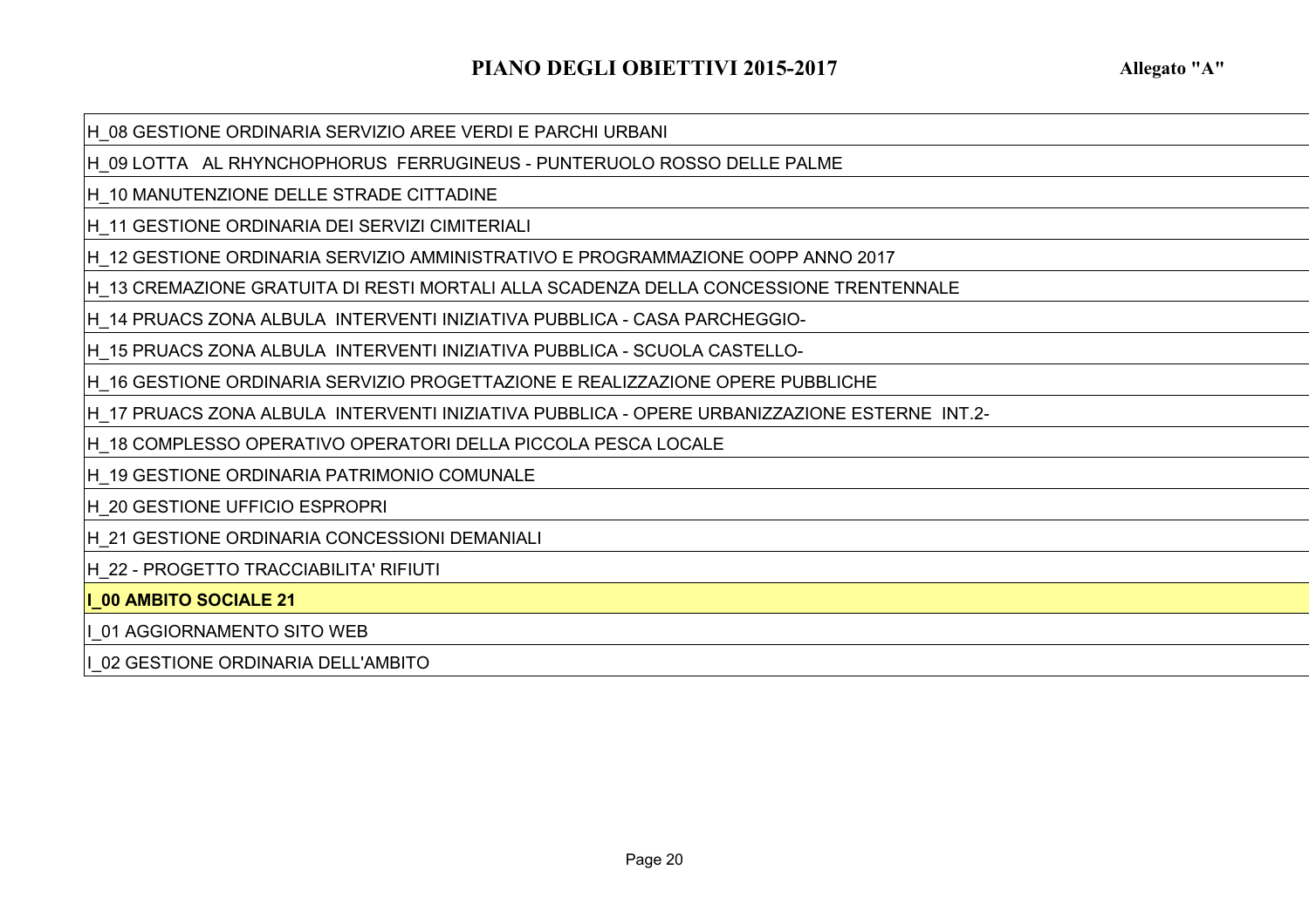# PIANO DEGLI OBIETTIVI 2015-2017

**Allegato "A"**

| |
|---|
| H_08 GESTIONE ORDINARIA SERVIZIO AREE VERDI E PARCHI URBANI |
| H_09 LOTTA AL RHYNCHOPHORUS FERRUGINEUS - PUNTERUOLO ROSSO DELLE PALME |
| H_10 MANUTENZIONE DELLE STRADE CITTADINE |
| H_11 GESTIONE ORDINARIA DEI SERVIZI CIMITERIALI |
| H_12 GESTIONE ORDINARIA SERVIZIO AMMINISTRATIVO E PROGRAMMAZIONE OOPP ANNO 2017 |
| H_13 CREMAZIONE GRATUITA DI RESTI MORTALI ALLA SCADENZA DELLA CONCESSIONE TRENTENNALE |
| H_14 PRUACS ZONA ALBULA INTERVENTI INIZIATIVA PUBBLICA - CASA PARCHEGGIO- |
| H_15 PRUACS ZONA ALBULA INTERVENTI INIZIATIVA PUBBLICA - SCUOLA CASTELLO- |
| H_16 GESTIONE ORDINARIA SERVIZIO PROGETTAZIONE E REALIZZAZIONE OPERE PUBBLICHE |
| H_17 PRUACS ZONA ALBULA INTERVENTI INIZIATIVA PUBBLICA - OPERE URBANIZZAZIONE ESTERNE INT.2- |
| H_18 COMPLESSO OPERATIVO OPERATORI DELLA PICCOLA PESCA LOCALE |
| H_19 GESTIONE ORDINARIA PATRIMONIO COMUNALE |
| H_20 GESTIONE UFFICIO ESPROPRI |
| H_21 GESTIONE ORDINARIA CONCESSIONI DEMANIALI |
| H_22 - PROGETTO TRACCIABILITA' RIFIUTI |
| **I_00 AMBITO SOCIALE 21** |
| I_01 AGGIORNAMENTO SITO WEB |
| I_02 GESTIONE ORDINARIA DELL'AMBITO |